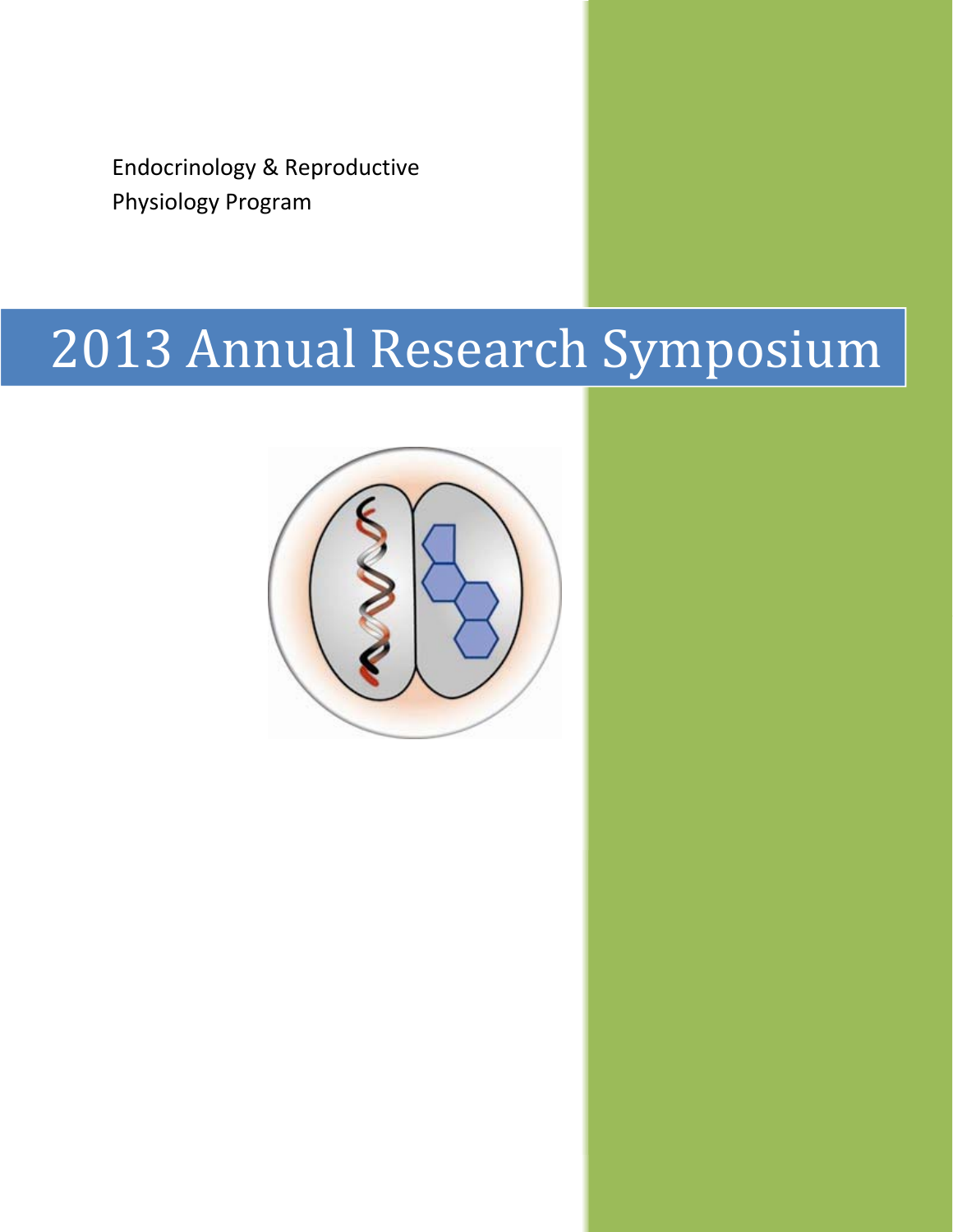Endocrinology & Reproductive
Physiology Program

# 2013 Annual Research Symposium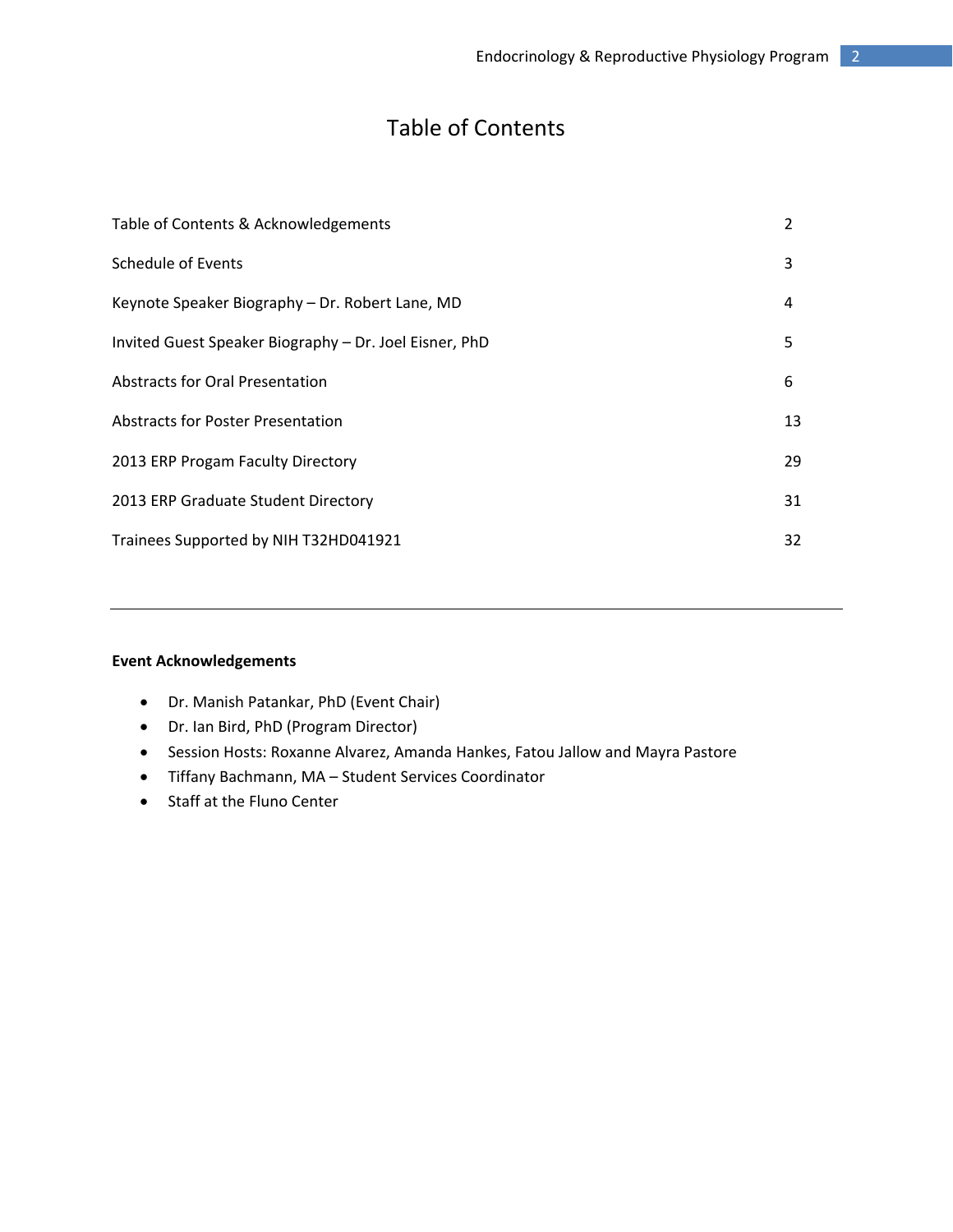# Table of Contents

| | |
|---|---|
| Table of Contents & Acknowledgements | 2 |
| Schedule of Events | 3 |
| Keynote Speaker Biography – Dr. Robert Lane, MD | 4 |
| Invited Guest Speaker Biography – Dr. Joel Eisner, PhD | 5 |
| Abstracts for Oral Presentation | 6 |
| Abstracts for Poster Presentation | 13 |
| 2013 ERP Progam Faculty Directory | 29 |
| 2013 ERP Graduate Student Directory | 31 |
| Trainees Supported by NIH T32HD041921 | 32 |

---

**Event Acknowledgements**

- Dr. Manish Patankar, PhD (Event Chair)
- Dr. Ian Bird, PhD (Program Director)
- Session Hosts: Roxanne Alvarez, Amanda Hankes, Fatou Jallow and Mayra Pastore
- Tiffany Bachmann, MA – Student Services Coordinator
- Staff at the Fluno Center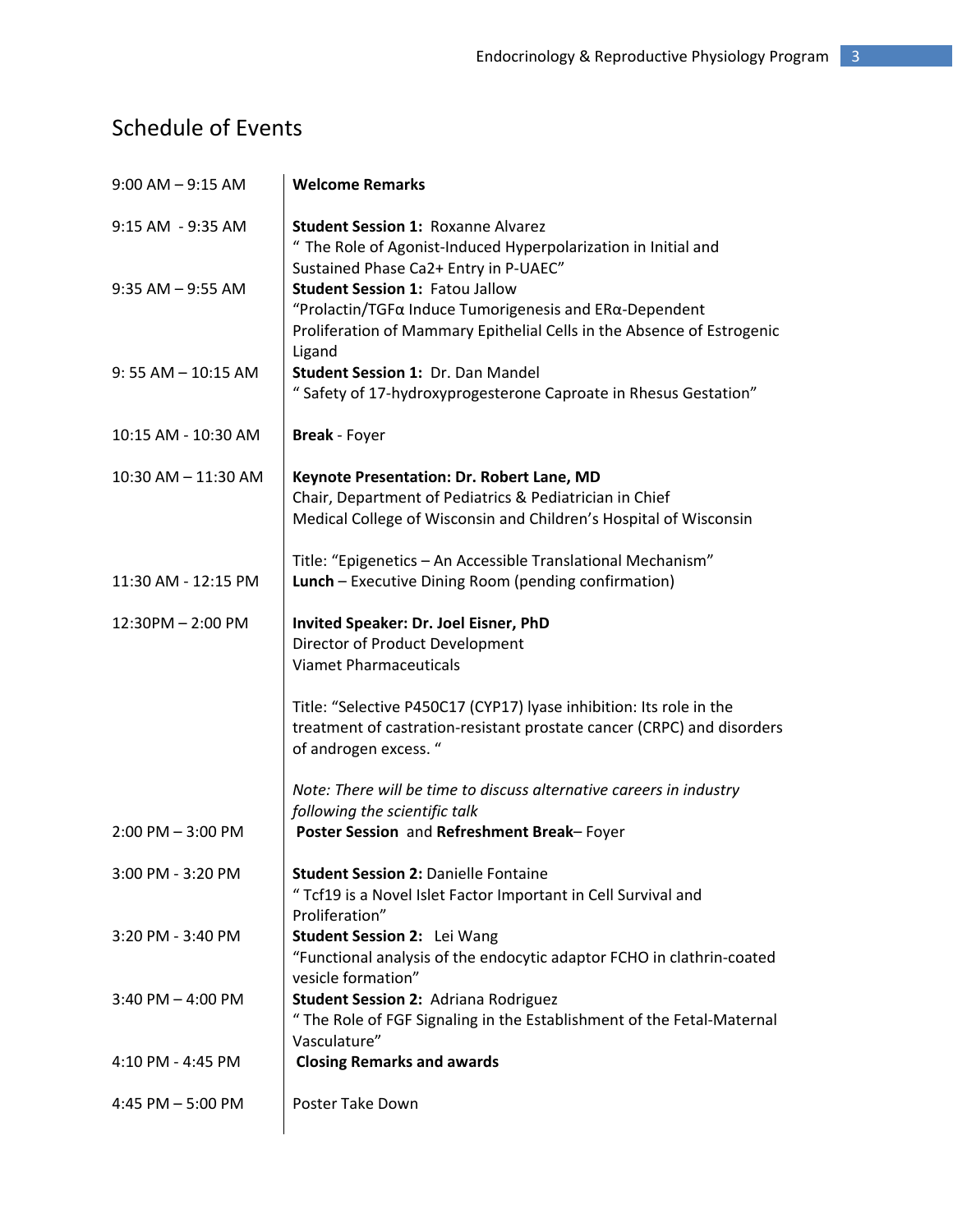# Schedule of Events

| | |
|---|---|
| 9:00 AM – 9:15 AM | **Welcome Remarks** |
| 9:15 AM - 9:35 AM | **Student Session 1:** Roxanne Alvarez<br>" The Role of Agonist-Induced Hyperpolarization in Initial and Sustained Phase Ca2+ Entry in P-UAEC" |
| 9:35 AM – 9:55 AM | **Student Session 1:** Fatou Jallow<br>"Prolactin/TGFα Induce Tumorigenesis and ERα-Dependent Proliferation of Mammary Epithelial Cells in the Absence of Estrogenic Ligand |
| 9: 55 AM – 10:15 AM | **Student Session 1:** Dr. Dan Mandel<br>" Safety of 17-hydroxyprogesterone Caproate in Rhesus Gestation" |
| 10:15 AM - 10:30 AM | **Break** - Foyer |
| 10:30 AM – 11:30 AM | **Keynote Presentation: Dr. Robert Lane, MD**<br>Chair, Department of Pediatrics & Pediatrician in Chief<br>Medical College of Wisconsin and Children's Hospital of Wisconsin<br><br>Title: "Epigenetics – An Accessible Translational Mechanism" |
| 11:30 AM - 12:15 PM | **Lunch** – Executive Dining Room (pending confirmation) |
| 12:30PM – 2:00 PM | **Invited Speaker: Dr. Joel Eisner, PhD**<br>Director of Product Development<br>Viamet Pharmaceuticals<br><br>Title: "Selective P450C17 (CYP17) lyase inhibition: Its role in the treatment of castration-resistant prostate cancer (CRPC) and disorders of androgen excess. "<br><br>*Note: There will be time to discuss alternative careers in industry following the scientific talk* |
| 2:00 PM – 3:00 PM | **Poster Session** and **Refreshment Break**– Foyer |
| 3:00 PM - 3:20 PM | **Student Session 2:** Danielle Fontaine<br>" Tcf19 is a Novel Islet Factor Important in Cell Survival and Proliferation" |
| 3:20 PM - 3:40 PM | **Student Session 2:** Lei Wang<br>"Functional analysis of the endocytic adaptor FCHO in clathrin-coated vesicle formation" |
| 3:40 PM – 4:00 PM | **Student Session 2:** Adriana Rodriguez<br>" The Role of FGF Signaling in the Establishment of the Fetal-Maternal Vasculature" |
| 4:10 PM - 4:45 PM | **Closing Remarks and awards** |
| 4:45 PM – 5:00 PM | Poster Take Down |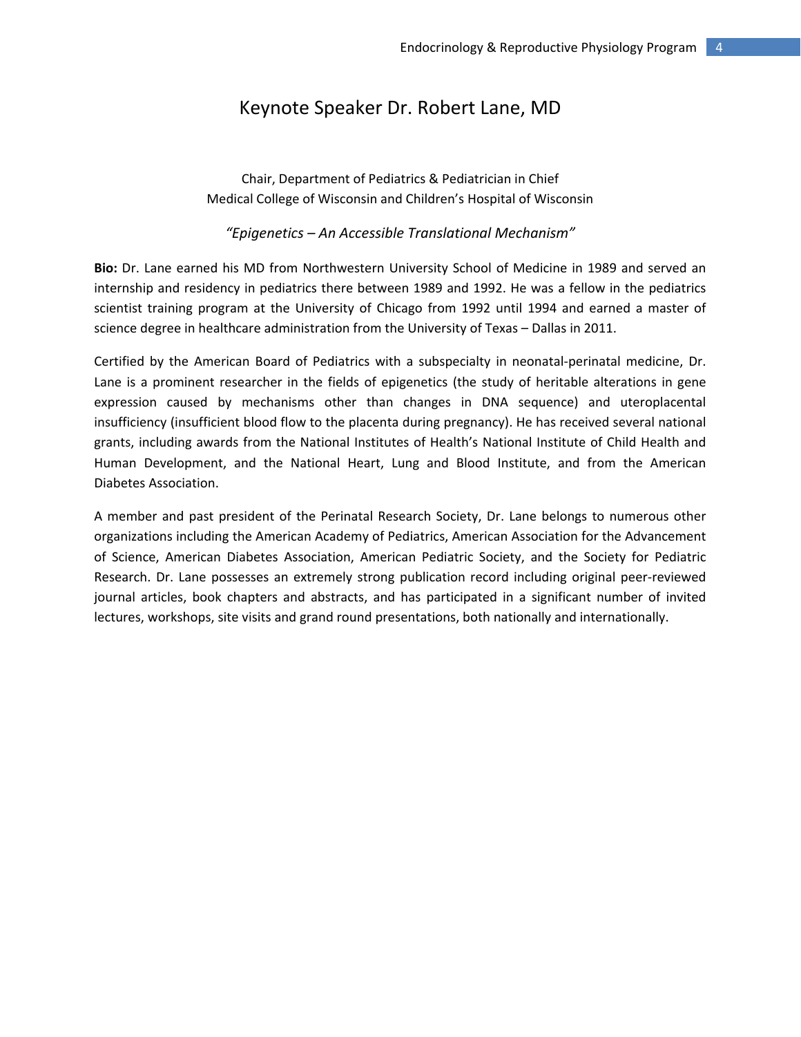# Keynote Speaker Dr. Robert Lane, MD

Chair, Department of Pediatrics & Pediatrician in Chief
Medical College of Wisconsin and Children's Hospital of Wisconsin

*"Epigenetics – An Accessible Translational Mechanism"*

**Bio:** Dr. Lane earned his MD from Northwestern University School of Medicine in 1989 and served an internship and residency in pediatrics there between 1989 and 1992. He was a fellow in the pediatrics scientist training program at the University of Chicago from 1992 until 1994 and earned a master of science degree in healthcare administration from the University of Texas – Dallas in 2011.

Certified by the American Board of Pediatrics with a subspecialty in neonatal-perinatal medicine, Dr. Lane is a prominent researcher in the fields of epigenetics (the study of heritable alterations in gene expression caused by mechanisms other than changes in DNA sequence) and uteroplacental insufficiency (insufficient blood flow to the placenta during pregnancy). He has received several national grants, including awards from the National Institutes of Health's National Institute of Child Health and Human Development, and the National Heart, Lung and Blood Institute, and from the American Diabetes Association.

A member and past president of the Perinatal Research Society, Dr. Lane belongs to numerous other organizations including the American Academy of Pediatrics, American Association for the Advancement of Science, American Diabetes Association, American Pediatric Society, and the Society for Pediatric Research. Dr. Lane possesses an extremely strong publication record including original peer-reviewed journal articles, book chapters and abstracts, and has participated in a significant number of invited lectures, workshops, site visits and grand round presentations, both nationally and internationally.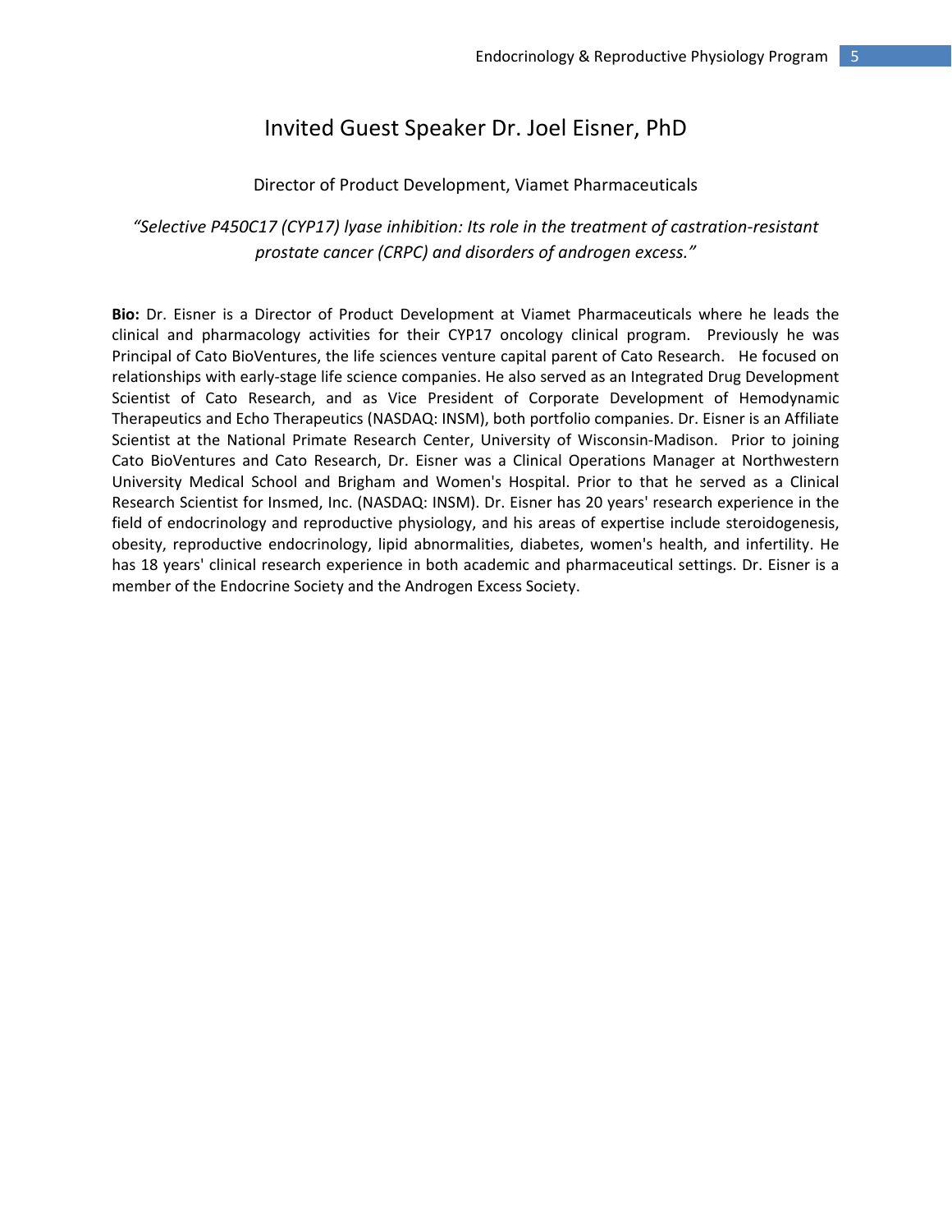# Invited Guest Speaker Dr. Joel Eisner, PhD

Director of Product Development, Viamet Pharmaceuticals

*"Selective P450C17 (CYP17) lyase inhibition: Its role in the treatment of castration-resistant prostate cancer (CRPC) and disorders of androgen excess."*

**Bio:** Dr. Eisner is a Director of Product Development at Viamet Pharmaceuticals where he leads the clinical and pharmacology activities for their CYP17 oncology clinical program. Previously he was Principal of Cato BioVentures, the life sciences venture capital parent of Cato Research. He focused on relationships with early-stage life science companies. He also served as an Integrated Drug Development Scientist of Cato Research, and as Vice President of Corporate Development of Hemodynamic Therapeutics and Echo Therapeutics (NASDAQ: INSM), both portfolio companies. Dr. Eisner is an Affiliate Scientist at the National Primate Research Center, University of Wisconsin-Madison. Prior to joining Cato BioVentures and Cato Research, Dr. Eisner was a Clinical Operations Manager at Northwestern University Medical School and Brigham and Women's Hospital. Prior to that he served as a Clinical Research Scientist for Insmed, Inc. (NASDAQ: INSM). Dr. Eisner has 20 years' research experience in the field of endocrinology and reproductive physiology, and his areas of expertise include steroidogenesis, obesity, reproductive endocrinology, lipid abnormalities, diabetes, women's health, and infertility. He has 18 years' clinical research experience in both academic and pharmaceutical settings. Dr. Eisner is a member of the Endocrine Society and the Androgen Excess Society.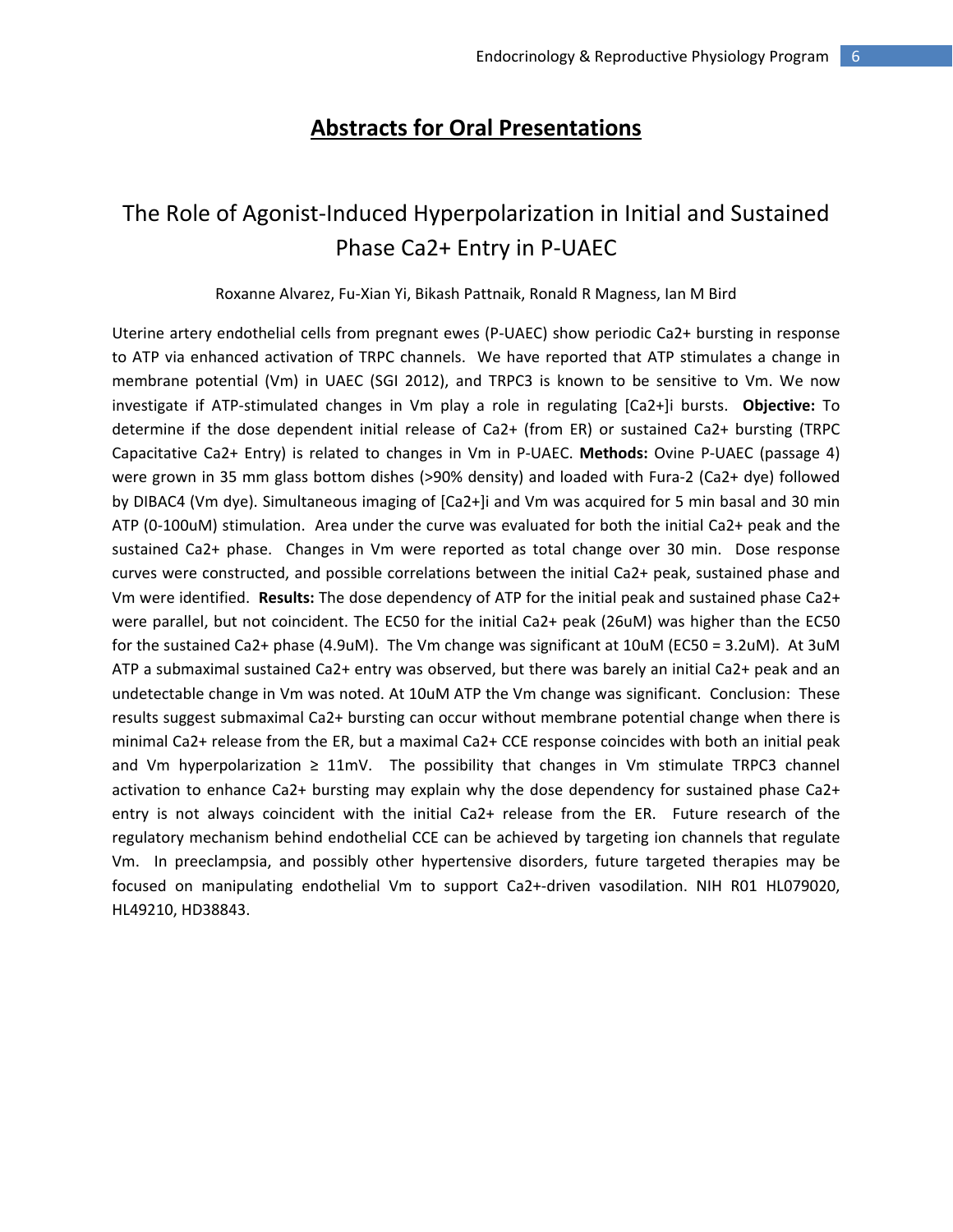# Abstracts for Oral Presentations

## The Role of Agonist-Induced Hyperpolarization in Initial and Sustained Phase Ca2+ Entry in P-UAEC

Roxanne Alvarez, Fu-Xian Yi, Bikash Pattnaik, Ronald R Magness, Ian M Bird

Uterine artery endothelial cells from pregnant ewes (P-UAEC) show periodic Ca2+ bursting in response to ATP via enhanced activation of TRPC channels. We have reported that ATP stimulates a change in membrane potential (Vm) in UAEC (SGI 2012), and TRPC3 is known to be sensitive to Vm. We now investigate if ATP-stimulated changes in Vm play a role in regulating [Ca2+]i bursts. **Objective:** To determine if the dose dependent initial release of Ca2+ (from ER) or sustained Ca2+ bursting (TRPC Capacitative Ca2+ Entry) is related to changes in Vm in P-UAEC. **Methods:** Ovine P-UAEC (passage 4) were grown in 35 mm glass bottom dishes (>90% density) and loaded with Fura-2 (Ca2+ dye) followed by DIBAC4 (Vm dye). Simultaneous imaging of [Ca2+]i and Vm was acquired for 5 min basal and 30 min ATP (0-100uM) stimulation. Area under the curve was evaluated for both the initial Ca2+ peak and the sustained Ca2+ phase. Changes in Vm were reported as total change over 30 min. Dose response curves were constructed, and possible correlations between the initial Ca2+ peak, sustained phase and Vm were identified. **Results:** The dose dependency of ATP for the initial peak and sustained phase Ca2+ were parallel, but not coincident. The EC50 for the initial Ca2+ peak (26uM) was higher than the EC50 for the sustained Ca2+ phase (4.9uM). The Vm change was significant at 10uM (EC50 = 3.2uM). At 3uM ATP a submaximal sustained Ca2+ entry was observed, but there was barely an initial Ca2+ peak and an undetectable change in Vm was noted. At 10uM ATP the Vm change was significant. Conclusion: These results suggest submaximal Ca2+ bursting can occur without membrane potential change when there is minimal Ca2+ release from the ER, but a maximal Ca2+ CCE response coincides with both an initial peak and Vm hyperpolarization ≥ 11mV. The possibility that changes in Vm stimulate TRPC3 channel activation to enhance Ca2+ bursting may explain why the dose dependency for sustained phase Ca2+ entry is not always coincident with the initial Ca2+ release from the ER. Future research of the regulatory mechanism behind endothelial CCE can be achieved by targeting ion channels that regulate Vm. In preeclampsia, and possibly other hypertensive disorders, future targeted therapies may be focused on manipulating endothelial Vm to support Ca2+-driven vasodilation. NIH R01 HL079020, HL49210, HD38843.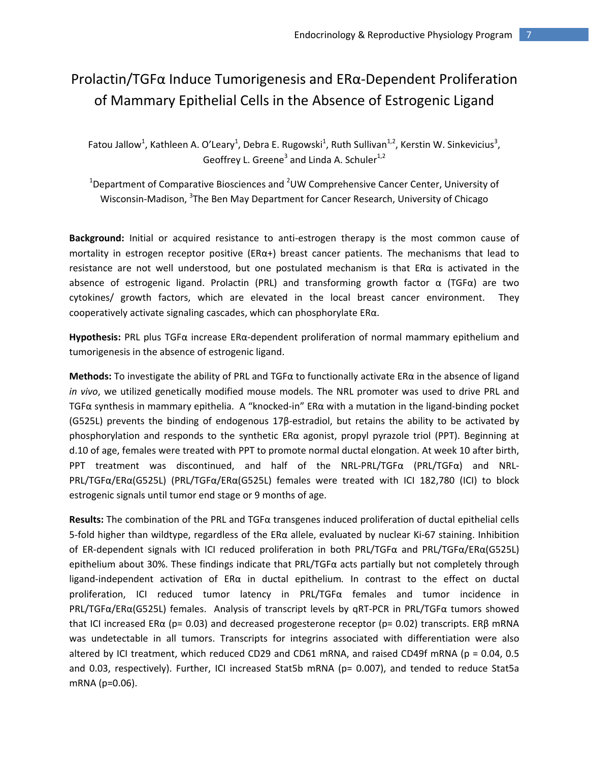# Prolactin/TGFα Induce Tumorigenesis and ERα-Dependent Proliferation of Mammary Epithelial Cells in the Absence of Estrogenic Ligand

Fatou Jallow[1], Kathleen A. O'Leary[1], Debra E. Rugowski[1], Ruth Sullivan[1,2], Kerstin W. Sinkevicius[3], Geoffrey L. Greene[3] and Linda A. Schuler[1,2]

[1]Department of Comparative Biosciences and [2]UW Comprehensive Cancer Center, University of Wisconsin-Madison, [3]The Ben May Department for Cancer Research, University of Chicago

**Background:** Initial or acquired resistance to anti-estrogen therapy is the most common cause of mortality in estrogen receptor positive (ERα+) breast cancer patients. The mechanisms that lead to resistance are not well understood, but one postulated mechanism is that ERα is activated in the absence of estrogenic ligand. Prolactin (PRL) and transforming growth factor α (TGFα) are two cytokines/ growth factors, which are elevated in the local breast cancer environment. They cooperatively activate signaling cascades, which can phosphorylate ERα.

**Hypothesis:** PRL plus TGFα increase ERα-dependent proliferation of normal mammary epithelium and tumorigenesis in the absence of estrogenic ligand.

**Methods:** To investigate the ability of PRL and TGFα to functionally activate ERα in the absence of ligand *in vivo*, we utilized genetically modified mouse models. The NRL promoter was used to drive PRL and TGFα synthesis in mammary epithelia. A "knocked-in" ERα with a mutation in the ligand-binding pocket (G525L) prevents the binding of endogenous 17β-estradiol, but retains the ability to be activated by phosphorylation and responds to the synthetic ERα agonist, propyl pyrazole triol (PPT). Beginning at d.10 of age, females were treated with PPT to promote normal ductal elongation. At week 10 after birth, PPT treatment was discontinued, and half of the NRL-PRL/TGFα (PRL/TGFα) and NRL-PRL/TGFα/ERα(G525L) (PRL/TGFα/ERα(G525L) females were treated with ICI 182,780 (ICI) to block estrogenic signals until tumor end stage or 9 months of age.

**Results:** The combination of the PRL and TGFα transgenes induced proliferation of ductal epithelial cells 5-fold higher than wildtype, regardless of the ERα allele, evaluated by nuclear Ki-67 staining. Inhibition of ER-dependent signals with ICI reduced proliferation in both PRL/TGFα and PRL/TGFα/ERα(G525L) epithelium about 30%. These findings indicate that PRL/TGFα acts partially but not completely through ligand-independent activation of ERα in ductal epithelium*.* In contrast to the effect on ductal proliferation, ICI reduced tumor latency in PRL/TGFα females and tumor incidence in PRL/TGFα/ERα(G525L) females. Analysis of transcript levels by qRT-PCR in PRL/TGFα tumors showed that ICI increased ERα ($p= 0.03$) and decreased progesterone receptor ($p= 0.02$) transcripts. ERβ mRNA was undetectable in all tumors. Transcripts for integrins associated with differentiation were also altered by ICI treatment, which reduced CD29 and CD61 mRNA, and raised CD49f mRNA ($p = 0.04$, 0.5 and 0.03, respectively). Further, ICI increased Stat5b mRNA ($p= 0.007$), and tended to reduce Stat5a mRNA ($p=0.06$).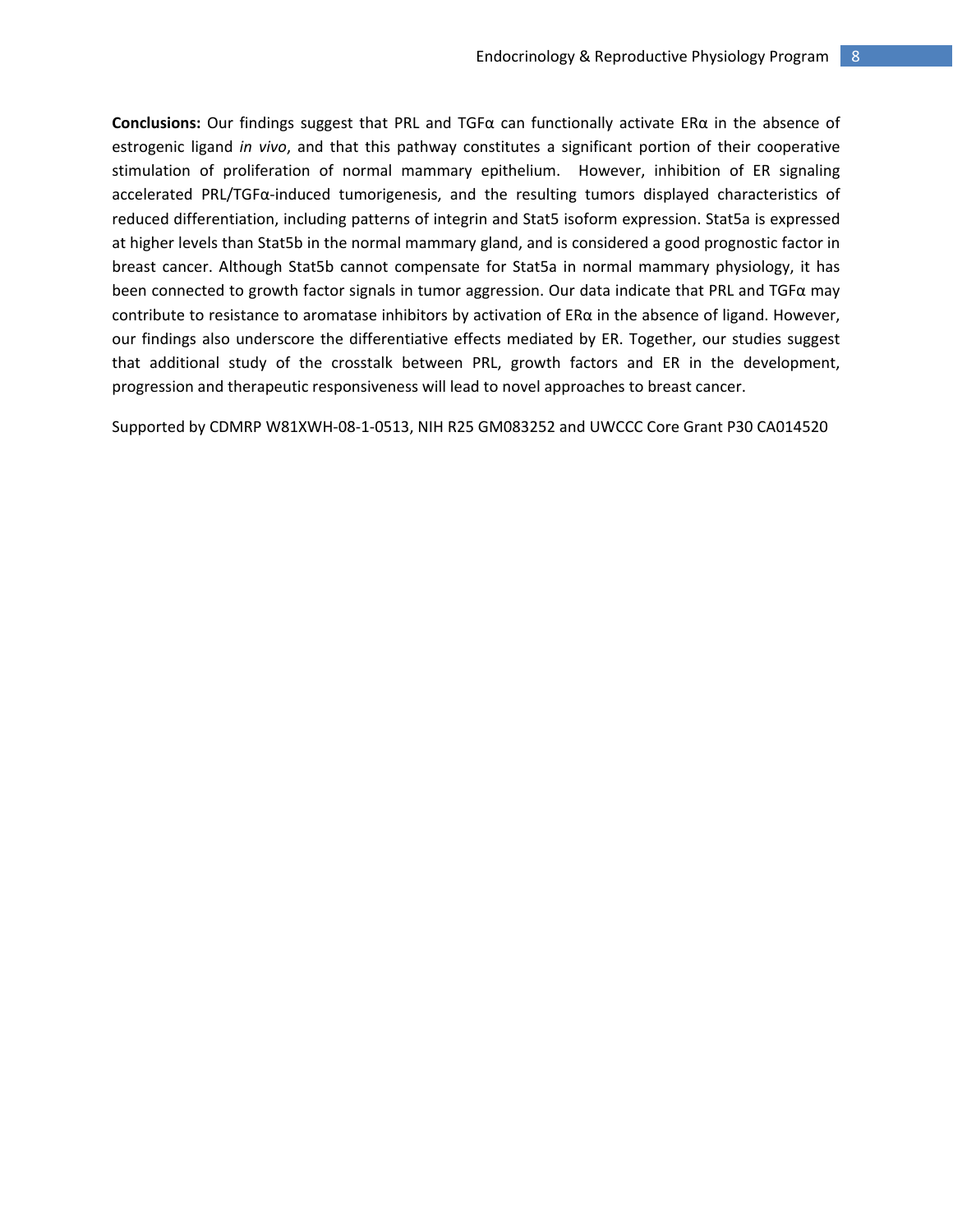**Conclusions:** Our findings suggest that PRL and TGFα can functionally activate ERα in the absence of estrogenic ligand *in vivo*, and that this pathway constitutes a significant portion of their cooperative stimulation of proliferation of normal mammary epithelium. However, inhibition of ER signaling accelerated PRL/TGFα-induced tumorigenesis, and the resulting tumors displayed characteristics of reduced differentiation, including patterns of integrin and Stat5 isoform expression. Stat5a is expressed at higher levels than Stat5b in the normal mammary gland, and is considered a good prognostic factor in breast cancer. Although Stat5b cannot compensate for Stat5a in normal mammary physiology, it has been connected to growth factor signals in tumor aggression. Our data indicate that PRL and TGFα may contribute to resistance to aromatase inhibitors by activation of ERα in the absence of ligand. However, our findings also underscore the differentiative effects mediated by ER. Together, our studies suggest that additional study of the crosstalk between PRL, growth factors and ER in the development, progression and therapeutic responsiveness will lead to novel approaches to breast cancer.

Supported by CDMRP W81XWH-08-1-0513, NIH R25 GM083252 and UWCCC Core Grant P30 CA014520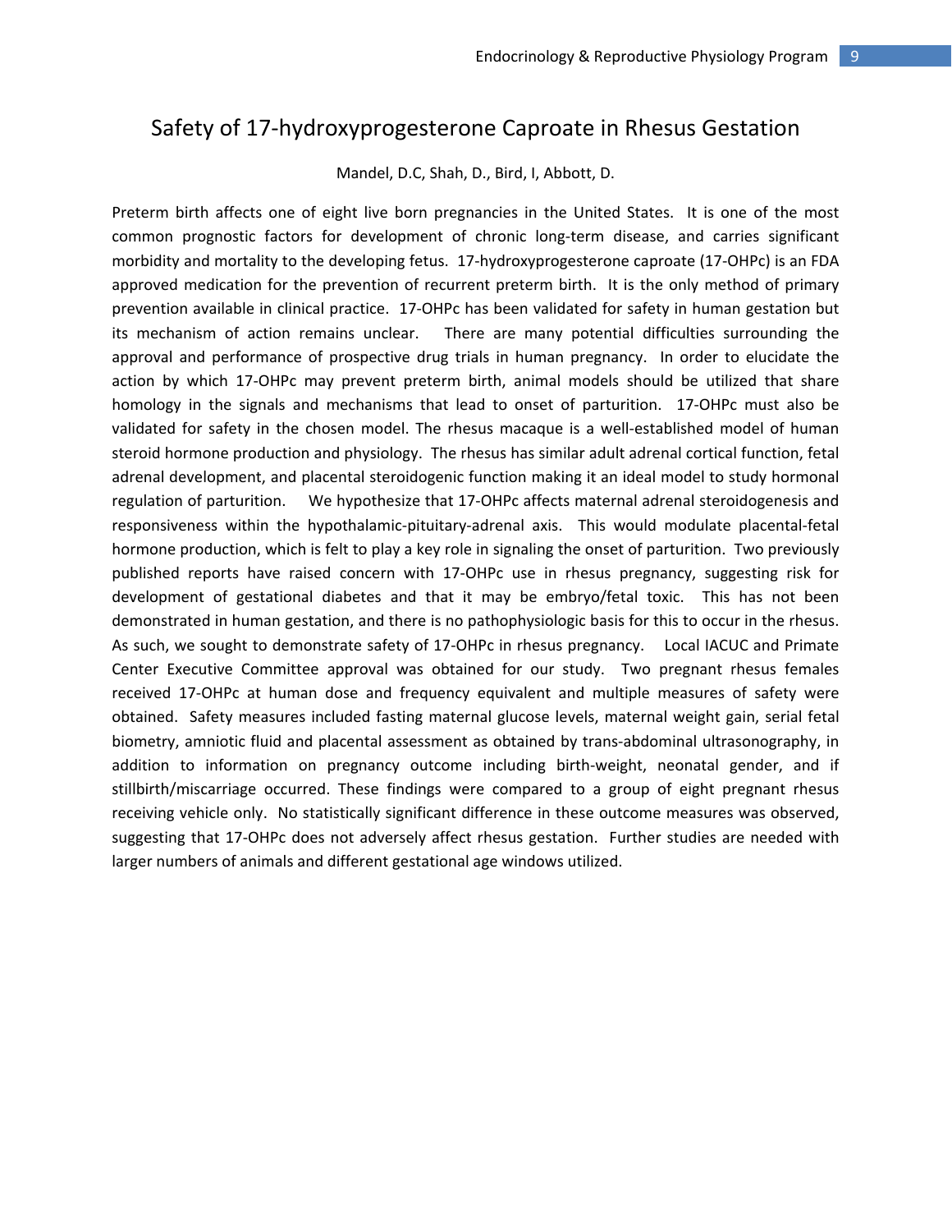# Safety of 17-hydroxyprogesterone Caproate in Rhesus Gestation

Mandel, D.C, Shah, D., Bird, I, Abbott, D.

Preterm birth affects one of eight live born pregnancies in the United States. It is one of the most common prognostic factors for development of chronic long-term disease, and carries significant morbidity and mortality to the developing fetus. 17-hydroxyprogesterone caproate (17-OHPc) is an FDA approved medication for the prevention of recurrent preterm birth. It is the only method of primary prevention available in clinical practice. 17-OHPc has been validated for safety in human gestation but its mechanism of action remains unclear. There are many potential difficulties surrounding the approval and performance of prospective drug trials in human pregnancy. In order to elucidate the action by which 17-OHPc may prevent preterm birth, animal models should be utilized that share homology in the signals and mechanisms that lead to onset of parturition. 17-OHPc must also be validated for safety in the chosen model. The rhesus macaque is a well-established model of human steroid hormone production and physiology. The rhesus has similar adult adrenal cortical function, fetal adrenal development, and placental steroidogenic function making it an ideal model to study hormonal regulation of parturition. We hypothesize that 17-OHPc affects maternal adrenal steroidogenesis and responsiveness within the hypothalamic-pituitary-adrenal axis. This would modulate placental-fetal hormone production, which is felt to play a key role in signaling the onset of parturition. Two previously published reports have raised concern with 17-OHPc use in rhesus pregnancy, suggesting risk for development of gestational diabetes and that it may be embryo/fetal toxic. This has not been demonstrated in human gestation, and there is no pathophysiologic basis for this to occur in the rhesus. As such, we sought to demonstrate safety of 17-OHPc in rhesus pregnancy. Local IACUC and Primate Center Executive Committee approval was obtained for our study. Two pregnant rhesus females received 17-OHPc at human dose and frequency equivalent and multiple measures of safety were obtained. Safety measures included fasting maternal glucose levels, maternal weight gain, serial fetal biometry, amniotic fluid and placental assessment as obtained by trans-abdominal ultrasonography, in addition to information on pregnancy outcome including birth-weight, neonatal gender, and if stillbirth/miscarriage occurred. These findings were compared to a group of eight pregnant rhesus receiving vehicle only. No statistically significant difference in these outcome measures was observed, suggesting that 17-OHPc does not adversely affect rhesus gestation. Further studies are needed with larger numbers of animals and different gestational age windows utilized.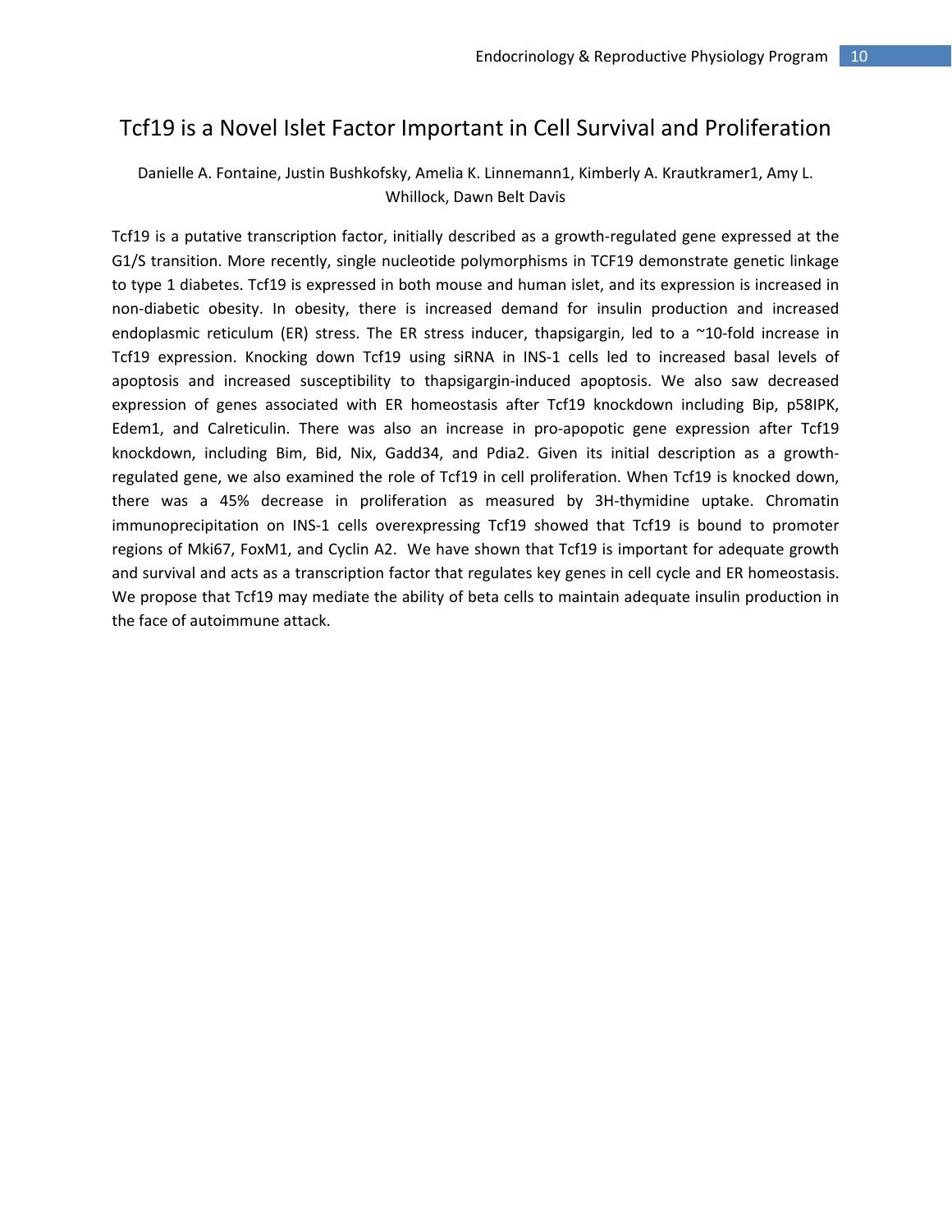# Tcf19 is a Novel Islet Factor Important in Cell Survival and Proliferation

Danielle A. Fontaine, Justin Bushkofsky, Amelia K. Linnemann1, Kimberly A. Krautkramer1, Amy L. Whillock, Dawn Belt Davis

Tcf19 is a putative transcription factor, initially described as a growth-regulated gene expressed at the G1/S transition. More recently, single nucleotide polymorphisms in TCF19 demonstrate genetic linkage to type 1 diabetes. Tcf19 is expressed in both mouse and human islet, and its expression is increased in non-diabetic obesity. In obesity, there is increased demand for insulin production and increased endoplasmic reticulum (ER) stress. The ER stress inducer, thapsigargin, led to a ~10-fold increase in Tcf19 expression. Knocking down Tcf19 using siRNA in INS-1 cells led to increased basal levels of apoptosis and increased susceptibility to thapsigargin-induced apoptosis. We also saw decreased expression of genes associated with ER homeostasis after Tcf19 knockdown including Bip, p58IPK, Edem1, and Calreticulin. There was also an increase in pro-apopotic gene expression after Tcf19 knockdown, including Bim, Bid, Nix, Gadd34, and Pdia2. Given its initial description as a growth-regulated gene, we also examined the role of Tcf19 in cell proliferation. When Tcf19 is knocked down, there was a 45% decrease in proliferation as measured by 3H-thymidine uptake. Chromatin immunoprecipitation on INS-1 cells overexpressing Tcf19 showed that Tcf19 is bound to promoter regions of Mki67, FoxM1, and Cyclin A2. We have shown that Tcf19 is important for adequate growth and survival and acts as a transcription factor that regulates key genes in cell cycle and ER homeostasis. We propose that Tcf19 may mediate the ability of beta cells to maintain adequate insulin production in the face of autoimmune attack.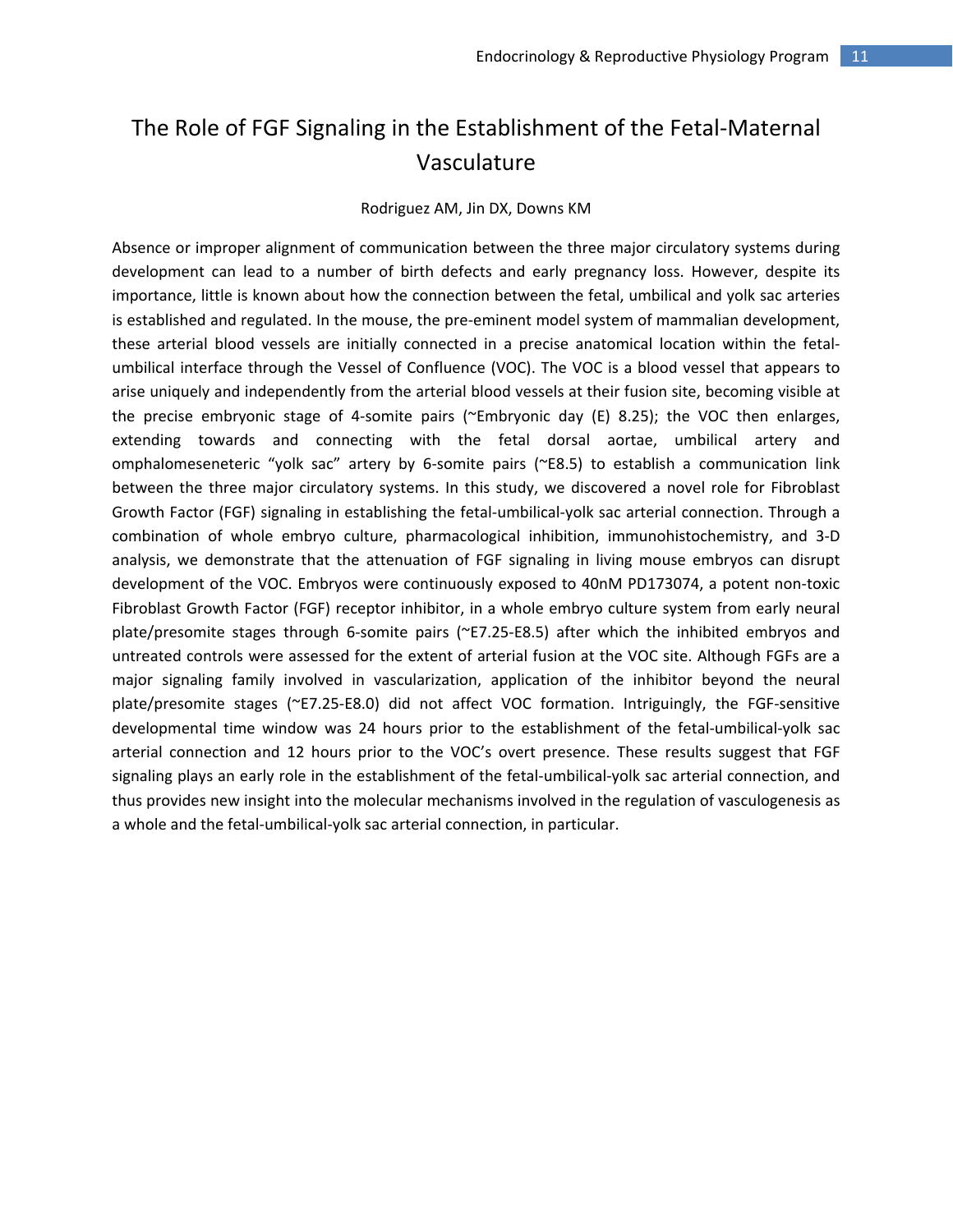# The Role of FGF Signaling in the Establishment of the Fetal-Maternal Vasculature

Rodriguez AM, Jin DX, Downs KM

Absence or improper alignment of communication between the three major circulatory systems during development can lead to a number of birth defects and early pregnancy loss. However, despite its importance, little is known about how the connection between the fetal, umbilical and yolk sac arteries is established and regulated. In the mouse, the pre-eminent model system of mammalian development, these arterial blood vessels are initially connected in a precise anatomical location within the fetal-umbilical interface through the Vessel of Confluence (VOC). The VOC is a blood vessel that appears to arise uniquely and independently from the arterial blood vessels at their fusion site, becoming visible at the precise embryonic stage of 4-somite pairs (~Embryonic day (E) 8.25); the VOC then enlarges, extending towards and connecting with the fetal dorsal aortae, umbilical artery and omphalomeseneteric "yolk sac" artery by 6-somite pairs (~E8.5) to establish a communication link between the three major circulatory systems. In this study, we discovered a novel role for Fibroblast Growth Factor (FGF) signaling in establishing the fetal-umbilical-yolk sac arterial connection. Through a combination of whole embryo culture, pharmacological inhibition, immunohistochemistry, and 3-D analysis, we demonstrate that the attenuation of FGF signaling in living mouse embryos can disrupt development of the VOC. Embryos were continuously exposed to 40nM PD173074, a potent non-toxic Fibroblast Growth Factor (FGF) receptor inhibitor, in a whole embryo culture system from early neural plate/presomite stages through 6-somite pairs (~E7.25-E8.5) after which the inhibited embryos and untreated controls were assessed for the extent of arterial fusion at the VOC site. Although FGFs are a major signaling family involved in vascularization, application of the inhibitor beyond the neural plate/presomite stages (~E7.25-E8.0) did not affect VOC formation. Intriguingly, the FGF-sensitive developmental time window was 24 hours prior to the establishment of the fetal-umbilical-yolk sac arterial connection and 12 hours prior to the VOC's overt presence. These results suggest that FGF signaling plays an early role in the establishment of the fetal-umbilical-yolk sac arterial connection, and thus provides new insight into the molecular mechanisms involved in the regulation of vasculogenesis as a whole and the fetal-umbilical-yolk sac arterial connection, in particular.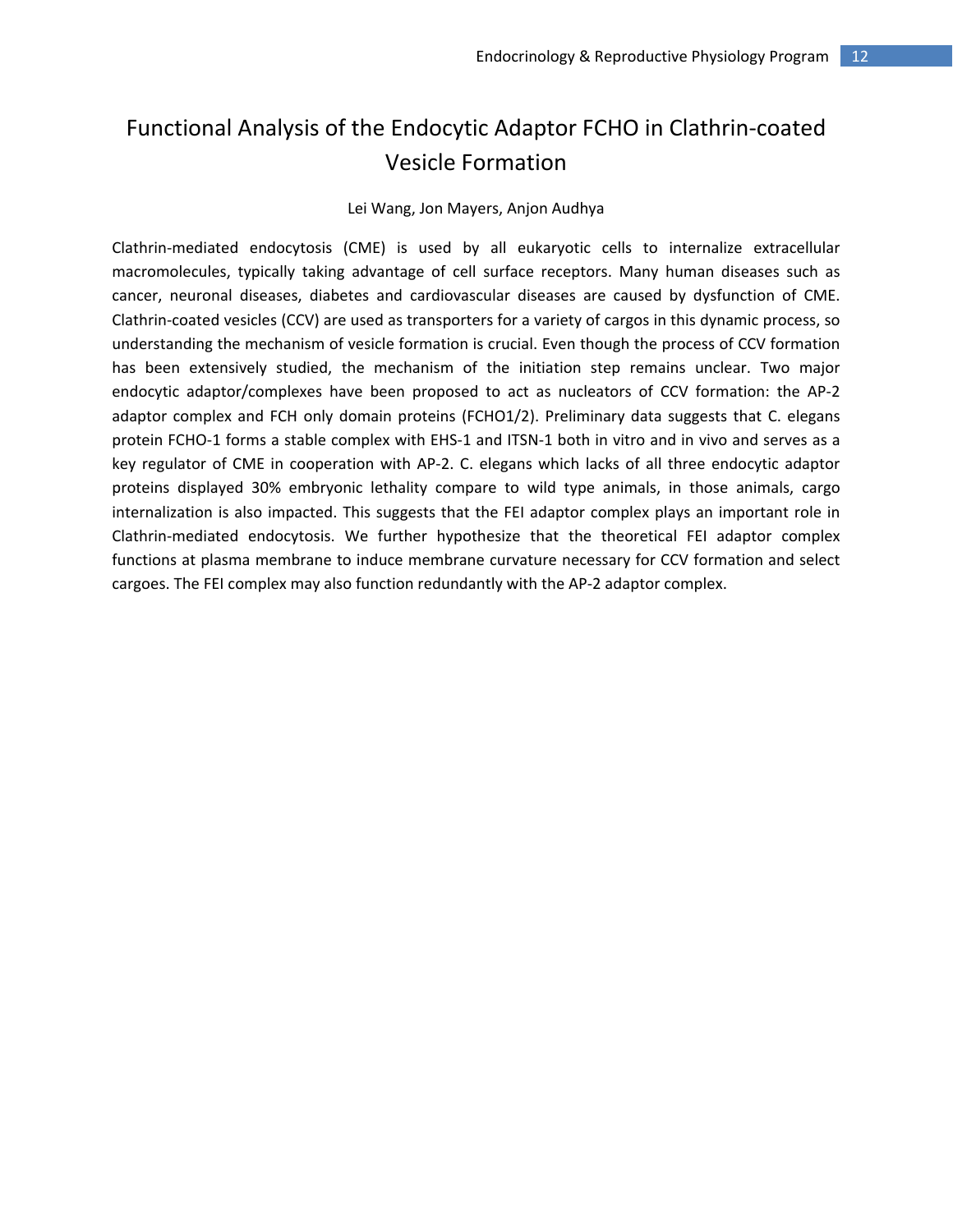# Functional Analysis of the Endocytic Adaptor FCHO in Clathrin-coated Vesicle Formation

Lei Wang, Jon Mayers, Anjon Audhya

Clathrin-mediated endocytosis (CME) is used by all eukaryotic cells to internalize extracellular macromolecules, typically taking advantage of cell surface receptors. Many human diseases such as cancer, neuronal diseases, diabetes and cardiovascular diseases are caused by dysfunction of CME. Clathrin-coated vesicles (CCV) are used as transporters for a variety of cargos in this dynamic process, so understanding the mechanism of vesicle formation is crucial. Even though the process of CCV formation has been extensively studied, the mechanism of the initiation step remains unclear. Two major endocytic adaptor/complexes have been proposed to act as nucleators of CCV formation: the AP-2 adaptor complex and FCH only domain proteins (FCHO1/2). Preliminary data suggests that C. elegans protein FCHO-1 forms a stable complex with EHS-1 and ITSN-1 both in vitro and in vivo and serves as a key regulator of CME in cooperation with AP-2. C. elegans which lacks of all three endocytic adaptor proteins displayed 30% embryonic lethality compare to wild type animals, in those animals, cargo internalization is also impacted. This suggests that the FEI adaptor complex plays an important role in Clathrin-mediated endocytosis. We further hypothesize that the theoretical FEI adaptor complex functions at plasma membrane to induce membrane curvature necessary for CCV formation and select cargoes. The FEI complex may also function redundantly with the AP-2 adaptor complex.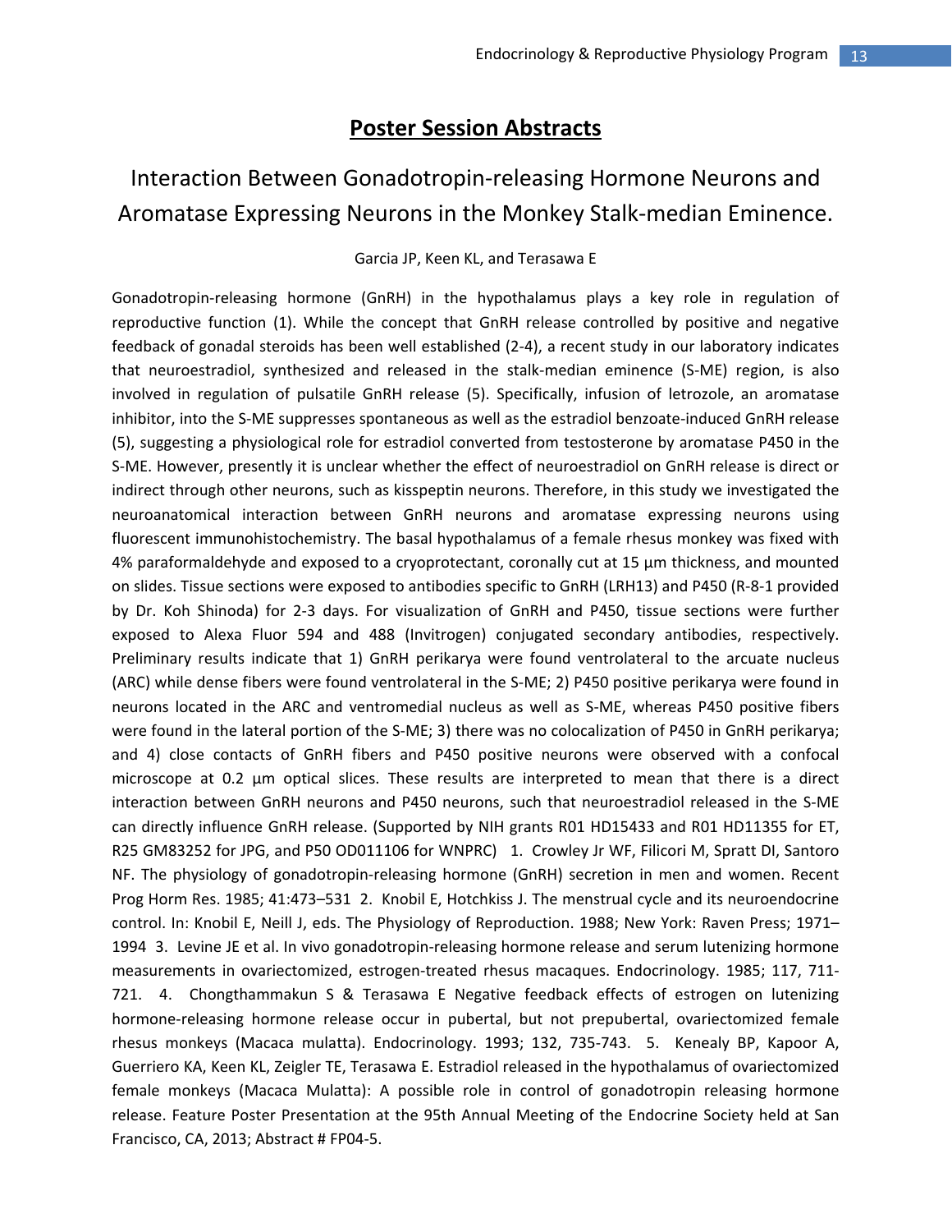# Poster Session Abstracts

## Interaction Between Gonadotropin-releasing Hormone Neurons and Aromatase Expressing Neurons in the Monkey Stalk-median Eminence.

Garcia JP, Keen KL, and Terasawa E

Gonadotropin-releasing hormone (GnRH) in the hypothalamus plays a key role in regulation of reproductive function (1). While the concept that GnRH release controlled by positive and negative feedback of gonadal steroids has been well established (2-4), a recent study in our laboratory indicates that neuroestradiol, synthesized and released in the stalk-median eminence (S-ME) region, is also involved in regulation of pulsatile GnRH release (5). Specifically, infusion of letrozole, an aromatase inhibitor, into the S-ME suppresses spontaneous as well as the estradiol benzoate-induced GnRH release (5), suggesting a physiological role for estradiol converted from testosterone by aromatase P450 in the S-ME. However, presently it is unclear whether the effect of neuroestradiol on GnRH release is direct or indirect through other neurons, such as kisspeptin neurons. Therefore, in this study we investigated the neuroanatomical interaction between GnRH neurons and aromatase expressing neurons using fluorescent immunohistochemistry. The basal hypothalamus of a female rhesus monkey was fixed with 4% paraformaldehyde and exposed to a cryoprotectant, coronally cut at 15 µm thickness, and mounted on slides. Tissue sections were exposed to antibodies specific to GnRH (LRH13) and P450 (R-8-1 provided by Dr. Koh Shinoda) for 2-3 days. For visualization of GnRH and P450, tissue sections were further exposed to Alexa Fluor 594 and 488 (Invitrogen) conjugated secondary antibodies, respectively. Preliminary results indicate that 1) GnRH perikarya were found ventrolateral to the arcuate nucleus (ARC) while dense fibers were found ventrolateral in the S-ME; 2) P450 positive perikarya were found in neurons located in the ARC and ventromedial nucleus as well as S-ME, whereas P450 positive fibers were found in the lateral portion of the S-ME; 3) there was no colocalization of P450 in GnRH perikarya; and 4) close contacts of GnRH fibers and P450 positive neurons were observed with a confocal microscope at 0.2 µm optical slices. These results are interpreted to mean that there is a direct interaction between GnRH neurons and P450 neurons, such that neuroestradiol released in the S-ME can directly influence GnRH release. (Supported by NIH grants R01 HD15433 and R01 HD11355 for ET, R25 GM83252 for JPG, and P50 OD011106 for WNPRC) 1. Crowley Jr WF, Filicori M, Spratt DI, Santoro NF. The physiology of gonadotropin-releasing hormone (GnRH) secretion in men and women. Recent Prog Horm Res. 1985; 41:473–531 2. Knobil E, Hotchkiss J. The menstrual cycle and its neuroendocrine control. In: Knobil E, Neill J, eds. The Physiology of Reproduction. 1988; New York: Raven Press; 1971–1994 3. Levine JE et al. In vivo gonadotropin-releasing hormone release and serum lutenizing hormone measurements in ovariectomized, estrogen-treated rhesus macaques. Endocrinology. 1985; 117, 711-721. 4. Chongthammakun S & Terasawa E Negative feedback effects of estrogen on lutenizing hormone-releasing hormone release occur in pubertal, but not prepubertal, ovariectomized female rhesus monkeys (Macaca mulatta). Endocrinology. 1993; 132, 735-743. 5. Kenealy BP, Kapoor A, Guerriero KA, Keen KL, Zeigler TE, Terasawa E. Estradiol released in the hypothalamus of ovariectomized female monkeys (Macaca Mulatta): A possible role in control of gonadotropin releasing hormone release. Feature Poster Presentation at the 95th Annual Meeting of the Endocrine Society held at San Francisco, CA, 2013; Abstract # FP04-5.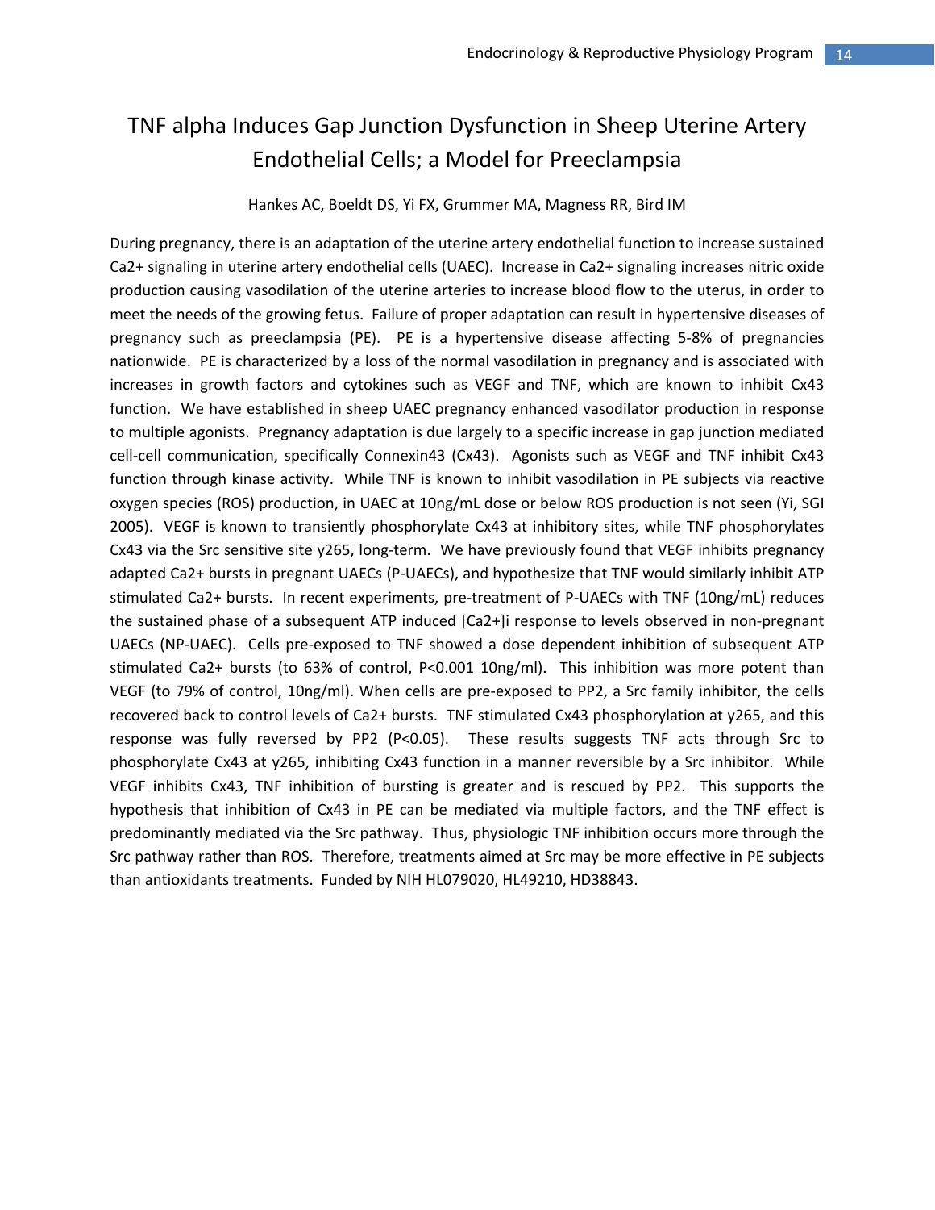# TNF alpha Induces Gap Junction Dysfunction in Sheep Uterine Artery Endothelial Cells; a Model for Preeclampsia

Hankes AC, Boeldt DS, Yi FX, Grummer MA, Magness RR, Bird IM

During pregnancy, there is an adaptation of the uterine artery endothelial function to increase sustained $Ca^{2+}$ signaling in uterine artery endothelial cells (UAEC). Increase in $Ca^{2+}$ signaling increases nitric oxide production causing vasodilation of the uterine arteries to increase blood flow to the uterus, in order to meet the needs of the growing fetus. Failure of proper adaptation can result in hypertensive diseases of pregnancy such as preeclampsia (PE). PE is a hypertensive disease affecting 5-8% of pregnancies nationwide. PE is characterized by a loss of the normal vasodilation in pregnancy and is associated with increases in growth factors and cytokines such as VEGF and TNF, which are known to inhibit Cx43 function. We have established in sheep UAEC pregnancy enhanced vasodilator production in response to multiple agonists. Pregnancy adaptation is due largely to a specific increase in gap junction mediated cell-cell communication, specifically Connexin43 (Cx43). Agonists such as VEGF and TNF inhibit Cx43 function through kinase activity. While TNF is known to inhibit vasodilation in PE subjects via reactive oxygen species (ROS) production, in UAEC at 10ng/mL dose or below ROS production is not seen (Yi, SGI 2005). VEGF is known to transiently phosphorylate Cx43 at inhibitory sites, while TNF phosphorylates Cx43 via the Src sensitive site y265, long-term. We have previously found that VEGF inhibits pregnancy adapted $Ca^{2+}$ bursts in pregnant UAECs (P-UAECs), and hypothesize that TNF would similarly inhibit ATP stimulated $Ca^{2+}$ bursts. In recent experiments, pre-treatment of P-UAECs with TNF (10ng/mL) reduces the sustained phase of a subsequent ATP induced $[Ca^{2+}]_i$ response to levels observed in non-pregnant UAECs (NP-UAEC). Cells pre-exposed to TNF showed a dose dependent inhibition of subsequent ATP stimulated $Ca^{2+}$ bursts (to 63% of control, $P<0.001$ 10ng/ml). This inhibition was more potent than VEGF (to 79% of control, 10ng/ml). When cells are pre-exposed to PP2, a Src family inhibitor, the cells recovered back to control levels of $Ca^{2+}$ bursts. TNF stimulated Cx43 phosphorylation at y265, and this response was fully reversed by PP2 ($P<0.05$). These results suggests TNF acts through Src to phosphorylate Cx43 at y265, inhibiting Cx43 function in a manner reversible by a Src inhibitor. While VEGF inhibits Cx43, TNF inhibition of bursting is greater and is rescued by PP2. This supports the hypothesis that inhibition of Cx43 in PE can be mediated via multiple factors, and the TNF effect is predominantly mediated via the Src pathway. Thus, physiologic TNF inhibition occurs more through the Src pathway rather than ROS. Therefore, treatments aimed at Src may be more effective in PE subjects than antioxidants treatments. Funded by NIH HL079020, HL49210, HD38843.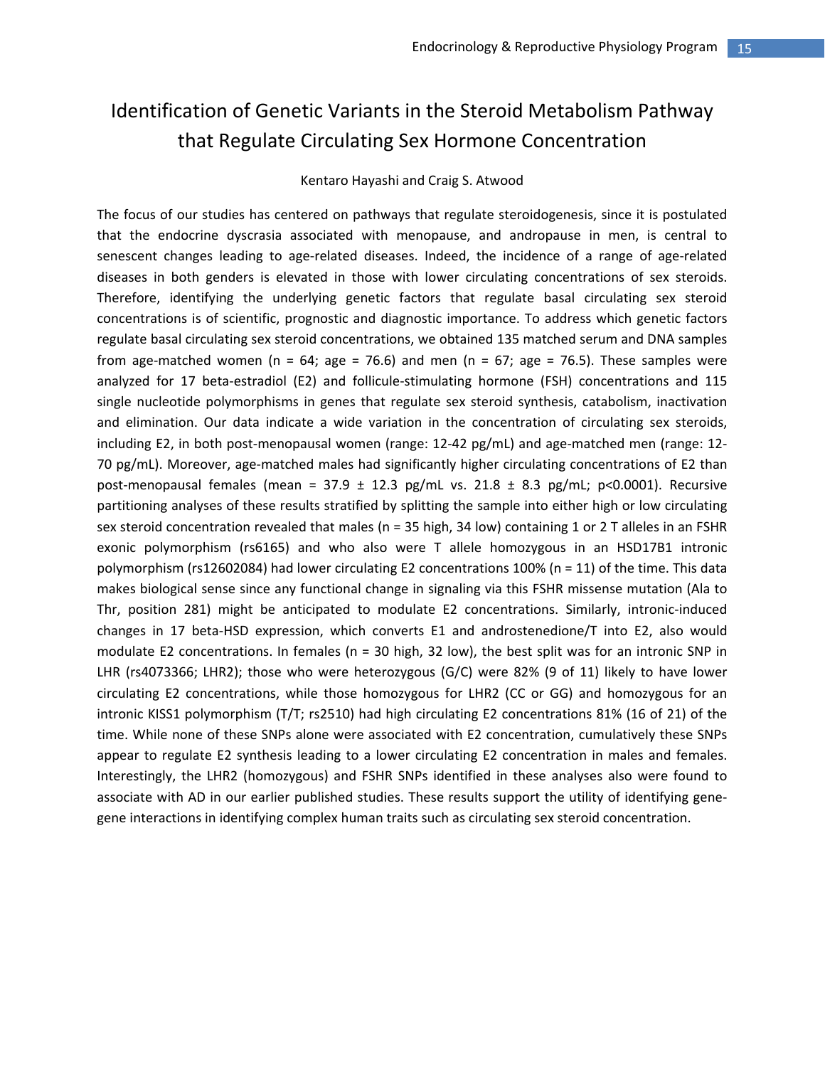# Identification of Genetic Variants in the Steroid Metabolism Pathway that Regulate Circulating Sex Hormone Concentration

Kentaro Hayashi and Craig S. Atwood

The focus of our studies has centered on pathways that regulate steroidogenesis, since it is postulated that the endocrine dyscrasia associated with menopause, and andropause in men, is central to senescent changes leading to age-related diseases. Indeed, the incidence of a range of age-related diseases in both genders is elevated in those with lower circulating concentrations of sex steroids. Therefore, identifying the underlying genetic factors that regulate basal circulating sex steroid concentrations is of scientific, prognostic and diagnostic importance. To address which genetic factors regulate basal circulating sex steroid concentrations, we obtained 135 matched serum and DNA samples from age-matched women (n = 64; age = 76.6) and men (n = 67; age = 76.5). These samples were analyzed for 17 beta-estradiol (E2) and follicle-stimulating hormone (FSH) concentrations and 115 single nucleotide polymorphisms in genes that regulate sex steroid synthesis, catabolism, inactivation and elimination. Our data indicate a wide variation in the concentration of circulating sex steroids, including E2, in both post-menopausal women (range: 12-42 pg/mL) and age-matched men (range: 12-70 pg/mL). Moreover, age-matched males had significantly higher circulating concentrations of E2 than post-menopausal females (mean = 37.9 ± 12.3 pg/mL vs. 21.8 ± 8.3 pg/mL; $p<0.0001$). Recursive partitioning analyses of these results stratified by splitting the sample into either high or low circulating sex steroid concentration revealed that males (n = 35 high, 34 low) containing 1 or 2 T alleles in an FSHR exonic polymorphism (rs6165) and who also were T allele homozygous in an HSD17B1 intronic polymorphism (rs12602084) had lower circulating E2 concentrations 100% (n = 11) of the time. This data makes biological sense since any functional change in signaling via this FSHR missense mutation (Ala to Thr, position 281) might be anticipated to modulate E2 concentrations. Similarly, intronic-induced changes in 17 beta-HSD expression, which converts E1 and androstenedione/T into E2, also would modulate E2 concentrations. In females (n = 30 high, 32 low), the best split was for an intronic SNP in LHR (rs4073366; LHR2); those who were heterozygous (G/C) were 82% (9 of 11) likely to have lower circulating E2 concentrations, while those homozygous for LHR2 (CC or GG) and homozygous for an intronic KISS1 polymorphism (T/T; rs2510) had high circulating E2 concentrations 81% (16 of 21) of the time. While none of these SNPs alone were associated with E2 concentration, cumulatively these SNPs appear to regulate E2 synthesis leading to a lower circulating E2 concentration in males and females. Interestingly, the LHR2 (homozygous) and FSHR SNPs identified in these analyses also were found to associate with AD in our earlier published studies. These results support the utility of identifying gene-gene interactions in identifying complex human traits such as circulating sex steroid concentration.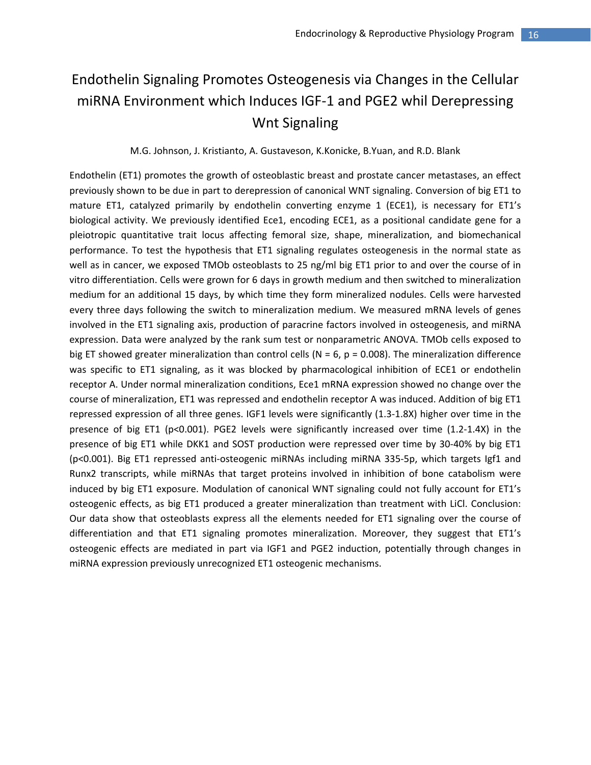# Endothelin Signaling Promotes Osteogenesis via Changes in the Cellular miRNA Environment which Induces IGF-1 and PGE2 whil Derepressing Wnt Signaling

M.G. Johnson, J. Kristianto, A. Gustaveson, K.Konicke, B.Yuan, and R.D. Blank

Endothelin (ET1) promotes the growth of osteoblastic breast and prostate cancer metastases, an effect previously shown to be due in part to derepression of canonical WNT signaling. Conversion of big ET1 to mature ET1, catalyzed primarily by endothelin converting enzyme 1 (ECE1), is necessary for ET1's biological activity. We previously identified Ece1, encoding ECE1, as a positional candidate gene for a pleiotropic quantitative trait locus affecting femoral size, shape, mineralization, and biomechanical performance. To test the hypothesis that ET1 signaling regulates osteogenesis in the normal state as well as in cancer, we exposed TMOb osteoblasts to 25 ng/ml big ET1 prior to and over the course of in vitro differentiation. Cells were grown for 6 days in growth medium and then switched to mineralization medium for an additional 15 days, by which time they form mineralized nodules. Cells were harvested every three days following the switch to mineralization medium. We measured mRNA levels of genes involved in the ET1 signaling axis, production of paracrine factors involved in osteogenesis, and miRNA expression. Data were analyzed by the rank sum test or nonparametric ANOVA. TMOb cells exposed to big ET showed greater mineralization than control cells ($N = 6$, $p = 0.008$). The mineralization difference was specific to ET1 signaling, as it was blocked by pharmacological inhibition of ECE1 or endothelin receptor A. Under normal mineralization conditions, Ece1 mRNA expression showed no change over the course of mineralization, ET1 was repressed and endothelin receptor A was induced. Addition of big ET1 repressed expression of all three genes. IGF1 levels were significantly (1.3-1.8X) higher over time in the presence of big ET1 ($p<0.001$). PGE2 levels were significantly increased over time (1.2-1.4X) in the presence of big ET1 while DKK1 and SOST production were repressed over time by 30-40% by big ET1 ($p<0.001$). Big ET1 repressed anti-osteogenic miRNAs including miRNA 335-5p, which targets Igf1 and Runx2 transcripts, while miRNAs that target proteins involved in inhibition of bone catabolism were induced by big ET1 exposure. Modulation of canonical WNT signaling could not fully account for ET1's osteogenic effects, as big ET1 produced a greater mineralization than treatment with LiCl. Conclusion: Our data show that osteoblasts express all the elements needed for ET1 signaling over the course of differentiation and that ET1 signaling promotes mineralization. Moreover, they suggest that ET1's osteogenic effects are mediated in part via IGF1 and PGE2 induction, potentially through changes in miRNA expression previously unrecognized ET1 osteogenic mechanisms.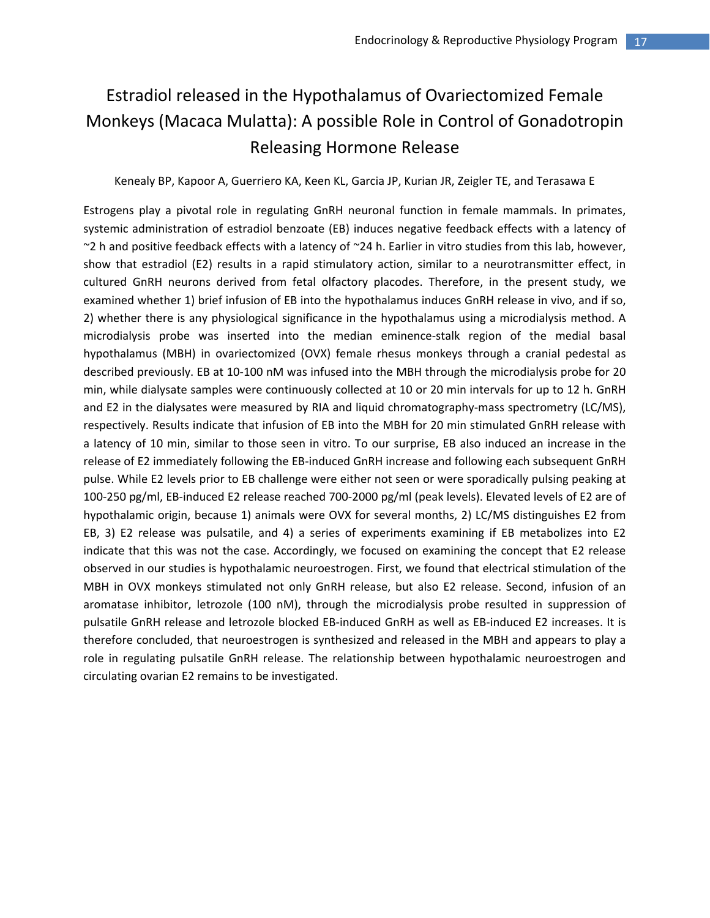# Estradiol released in the Hypothalamus of Ovariectomized Female Monkeys (Macaca Mulatta): A possible Role in Control of Gonadotropin Releasing Hormone Release

Kenealy BP, Kapoor A, Guerriero KA, Keen KL, Garcia JP, Kurian JR, Zeigler TE, and Terasawa E

Estrogens play a pivotal role in regulating GnRH neuronal function in female mammals. In primates, systemic administration of estradiol benzoate (EB) induces negative feedback effects with a latency of ~2 h and positive feedback effects with a latency of ~24 h. Earlier in vitro studies from this lab, however, show that estradiol (E2) results in a rapid stimulatory action, similar to a neurotransmitter effect, in cultured GnRH neurons derived from fetal olfactory placodes. Therefore, in the present study, we examined whether 1) brief infusion of EB into the hypothalamus induces GnRH release in vivo, and if so, 2) whether there is any physiological significance in the hypothalamus using a microdialysis method. A microdialysis probe was inserted into the median eminence-stalk region of the medial basal hypothalamus (MBH) in ovariectomized (OVX) female rhesus monkeys through a cranial pedestal as described previously. EB at 10-100 nM was infused into the MBH through the microdialysis probe for 20 min, while dialysate samples were continuously collected at 10 or 20 min intervals for up to 12 h. GnRH and E2 in the dialysates were measured by RIA and liquid chromatography-mass spectrometry (LC/MS), respectively. Results indicate that infusion of EB into the MBH for 20 min stimulated GnRH release with a latency of 10 min, similar to those seen in vitro. To our surprise, EB also induced an increase in the release of E2 immediately following the EB-induced GnRH increase and following each subsequent GnRH pulse. While E2 levels prior to EB challenge were either not seen or were sporadically pulsing peaking at 100-250 pg/ml, EB-induced E2 release reached 700-2000 pg/ml (peak levels). Elevated levels of E2 are of hypothalamic origin, because 1) animals were OVX for several months, 2) LC/MS distinguishes E2 from EB, 3) E2 release was pulsatile, and 4) a series of experiments examining if EB metabolizes into E2 indicate that this was not the case. Accordingly, we focused on examining the concept that E2 release observed in our studies is hypothalamic neuroestrogen. First, we found that electrical stimulation of the MBH in OVX monkeys stimulated not only GnRH release, but also E2 release. Second, infusion of an aromatase inhibitor, letrozole (100 nM), through the microdialysis probe resulted in suppression of pulsatile GnRH release and letrozole blocked EB-induced GnRH as well as EB-induced E2 increases. It is therefore concluded, that neuroestrogen is synthesized and released in the MBH and appears to play a role in regulating pulsatile GnRH release. The relationship between hypothalamic neuroestrogen and circulating ovarian E2 remains to be investigated.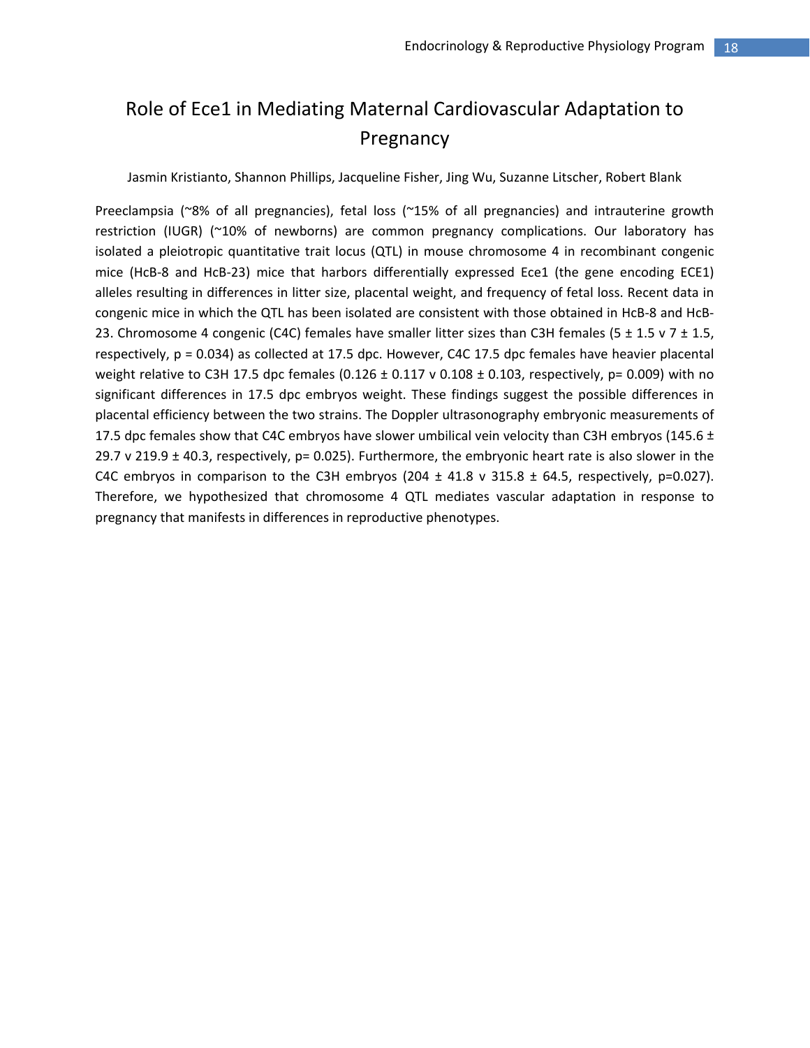# Role of Ece1 in Mediating Maternal Cardiovascular Adaptation to Pregnancy

Jasmin Kristianto, Shannon Phillips, Jacqueline Fisher, Jing Wu, Suzanne Litscher, Robert Blank

Preeclampsia (~8% of all pregnancies), fetal loss (~15% of all pregnancies) and intrauterine growth restriction (IUGR) (~10% of newborns) are common pregnancy complications. Our laboratory has isolated a pleiotropic quantitative trait locus (QTL) in mouse chromosome 4 in recombinant congenic mice (HcB-8 and HcB-23) mice that harbors differentially expressed Ece1 (the gene encoding ECE1) alleles resulting in differences in litter size, placental weight, and frequency of fetal loss. Recent data in congenic mice in which the QTL has been isolated are consistent with those obtained in HcB-8 and HcB-23. Chromosome 4 congenic (C4C) females have smaller litter sizes than C3H females ($5 \pm 1.5$ v $7 \pm 1.5$, respectively, $p = 0.034$) as collected at 17.5 dpc. However, C4C 17.5 dpc females have heavier placental weight relative to C3H 17.5 dpc females ($0.126 \pm 0.117$ v $0.108 \pm 0.103$, respectively, $p= 0.009$) with no significant differences in 17.5 dpc embryos weight. These findings suggest the possible differences in placental efficiency between the two strains. The Doppler ultrasonography embryonic measurements of 17.5 dpc females show that C4C embryos have slower umbilical vein velocity than C3H embryos ($145.6 \pm 29.7$ v $219.9 \pm 40.3$, respectively, $p= 0.025$). Furthermore, the embryonic heart rate is also slower in the C4C embryos in comparison to the C3H embryos ($204 \pm 41.8$ v $315.8 \pm 64.5$, respectively, $p=0.027$). Therefore, we hypothesized that chromosome 4 QTL mediates vascular adaptation in response to pregnancy that manifests in differences in reproductive phenotypes.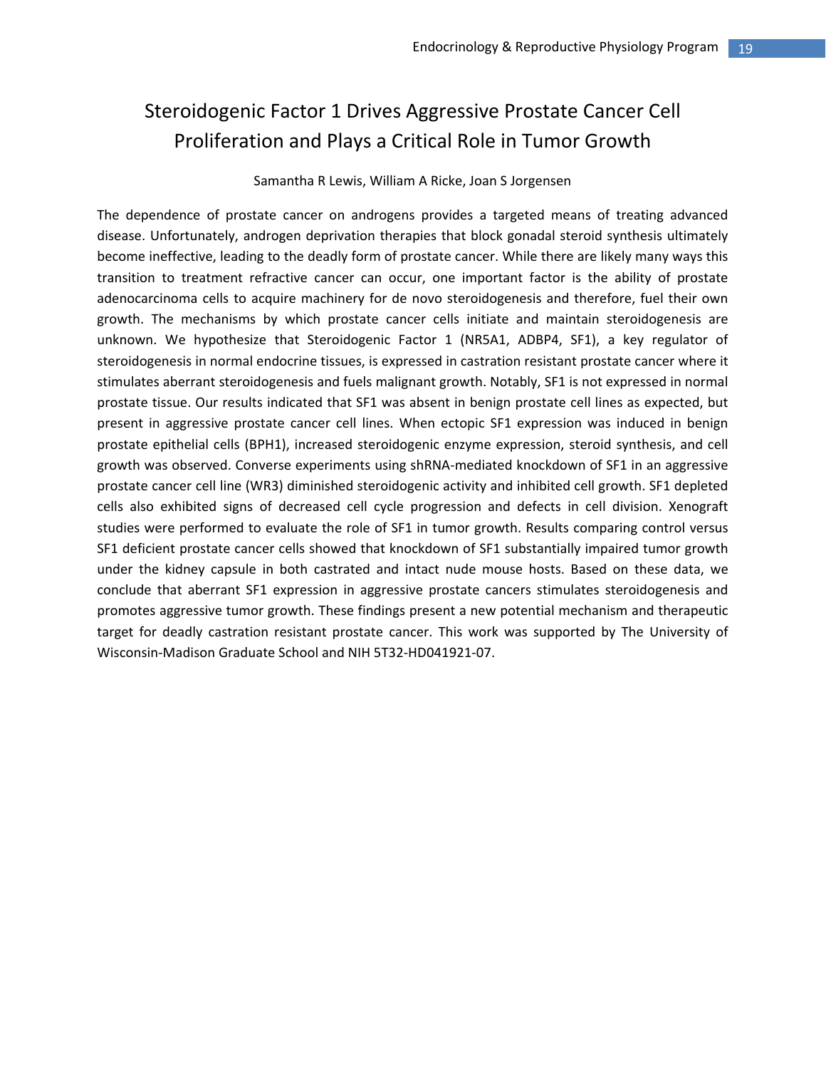# Steroidogenic Factor 1 Drives Aggressive Prostate Cancer Cell Proliferation and Plays a Critical Role in Tumor Growth

Samantha R Lewis, William A Ricke, Joan S Jorgensen

The dependence of prostate cancer on androgens provides a targeted means of treating advanced disease. Unfortunately, androgen deprivation therapies that block gonadal steroid synthesis ultimately become ineffective, leading to the deadly form of prostate cancer. While there are likely many ways this transition to treatment refractive cancer can occur, one important factor is the ability of prostate adenocarcinoma cells to acquire machinery for de novo steroidogenesis and therefore, fuel their own growth. The mechanisms by which prostate cancer cells initiate and maintain steroidogenesis are unknown. We hypothesize that Steroidogenic Factor 1 (NR5A1, ADBP4, SF1), a key regulator of steroidogenesis in normal endocrine tissues, is expressed in castration resistant prostate cancer where it stimulates aberrant steroidogenesis and fuels malignant growth. Notably, SF1 is not expressed in normal prostate tissue. Our results indicated that SF1 was absent in benign prostate cell lines as expected, but present in aggressive prostate cancer cell lines. When ectopic SF1 expression was induced in benign prostate epithelial cells (BPH1), increased steroidogenic enzyme expression, steroid synthesis, and cell growth was observed. Converse experiments using shRNA-mediated knockdown of SF1 in an aggressive prostate cancer cell line (WR3) diminished steroidogenic activity and inhibited cell growth. SF1 depleted cells also exhibited signs of decreased cell cycle progression and defects in cell division. Xenograft studies were performed to evaluate the role of SF1 in tumor growth. Results comparing control versus SF1 deficient prostate cancer cells showed that knockdown of SF1 substantially impaired tumor growth under the kidney capsule in both castrated and intact nude mouse hosts. Based on these data, we conclude that aberrant SF1 expression in aggressive prostate cancers stimulates steroidogenesis and promotes aggressive tumor growth. These findings present a new potential mechanism and therapeutic target for deadly castration resistant prostate cancer. This work was supported by The University of Wisconsin-Madison Graduate School and NIH 5T32-HD041921-07.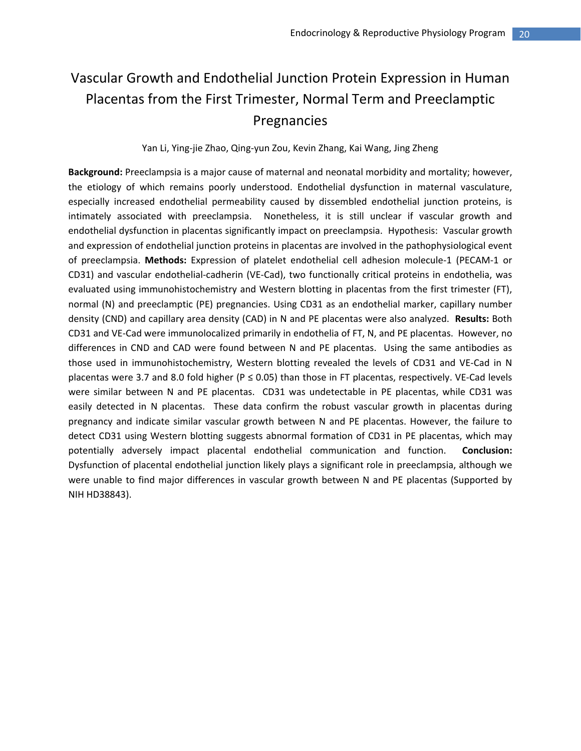# Vascular Growth and Endothelial Junction Protein Expression in Human Placentas from the First Trimester, Normal Term and Preeclamptic Pregnancies

Yan Li, Ying-jie Zhao, Qing-yun Zou, Kevin Zhang, Kai Wang, Jing Zheng

**Background:** Preeclampsia is a major cause of maternal and neonatal morbidity and mortality; however, the etiology of which remains poorly understood. Endothelial dysfunction in maternal vasculature, especially increased endothelial permeability caused by dissembled endothelial junction proteins, is intimately associated with preeclampsia. Nonetheless, it is still unclear if vascular growth and endothelial dysfunction in placentas significantly impact on preeclampsia. Hypothesis: Vascular growth and expression of endothelial junction proteins in placentas are involved in the pathophysiological event of preeclampsia. **Methods:** Expression of platelet endothelial cell adhesion molecule-1 (PECAM-1 or CD31) and vascular endothelial-cadherin (VE-Cad), two functionally critical proteins in endothelia, was evaluated using immunohistochemistry and Western blotting in placentas from the first trimester (FT), normal (N) and preeclamptic (PE) pregnancies. Using CD31 as an endothelial marker, capillary number density (CND) and capillary area density (CAD) in N and PE placentas were also analyzed. **Results:** Both CD31 and VE-Cad were immunolocalized primarily in endothelia of FT, N, and PE placentas. However, no differences in CND and CAD were found between N and PE placentas. Using the same antibodies as those used in immunohistochemistry, Western blotting revealed the levels of CD31 and VE-Cad in N placentas were 3.7 and 8.0 fold higher ($P \leq 0.05$) than those in FT placentas, respectively. VE-Cad levels were similar between N and PE placentas. CD31 was undetectable in PE placentas, while CD31 was easily detected in N placentas. These data confirm the robust vascular growth in placentas during pregnancy and indicate similar vascular growth between N and PE placentas. However, the failure to detect CD31 using Western blotting suggests abnormal formation of CD31 in PE placentas, which may potentially adversely impact placental endothelial communication and function. **Conclusion:** Dysfunction of placental endothelial junction likely plays a significant role in preeclampsia, although we were unable to find major differences in vascular growth between N and PE placentas (Supported by NIH HD38843).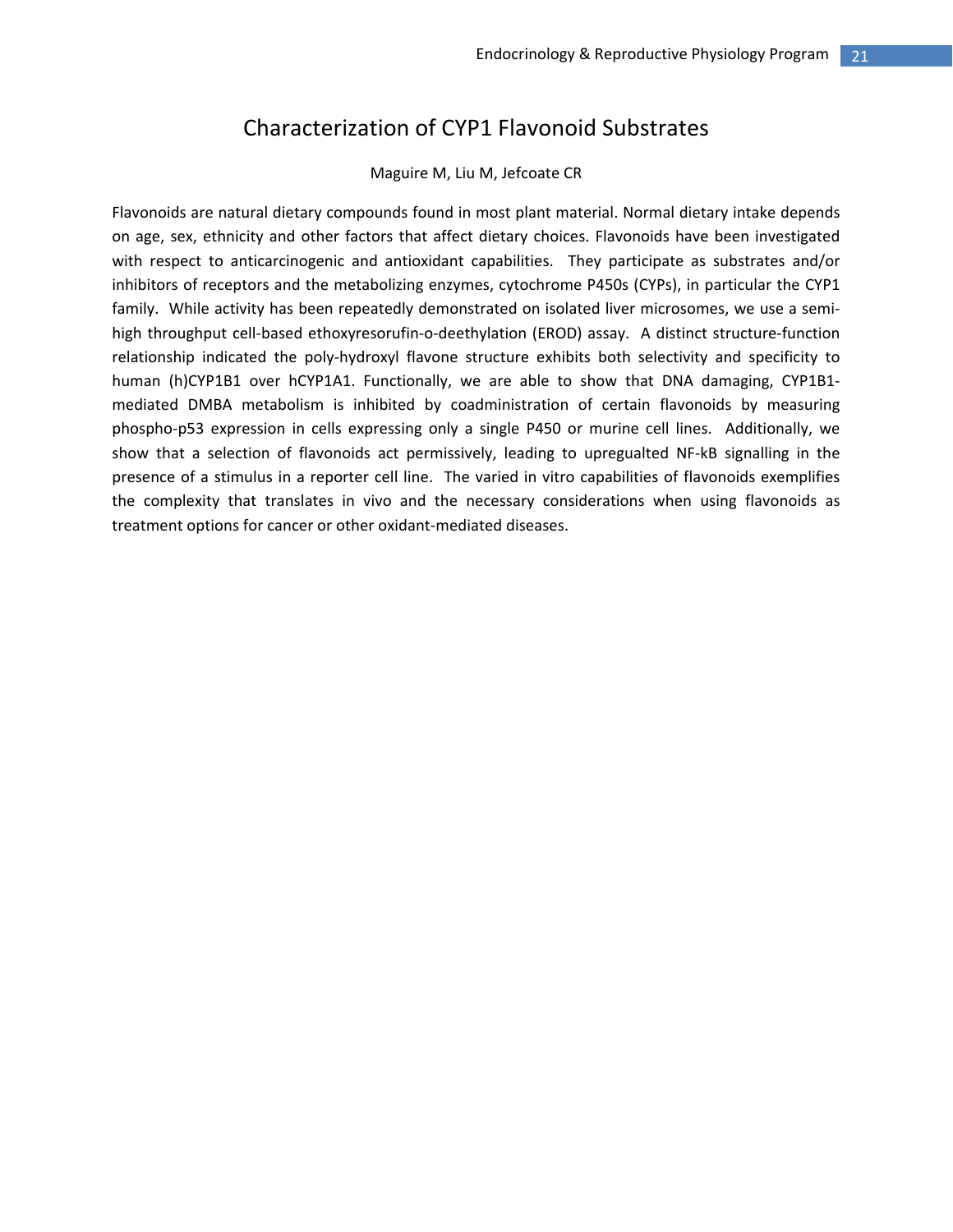# Characterization of CYP1 Flavonoid Substrates

Maguire M, Liu M, Jefcoate CR

Flavonoids are natural dietary compounds found in most plant material. Normal dietary intake depends on age, sex, ethnicity and other factors that affect dietary choices. Flavonoids have been investigated with respect to anticarcinogenic and antioxidant capabilities. They participate as substrates and/or inhibitors of receptors and the metabolizing enzymes, cytochrome P450s (CYPs), in particular the CYP1 family. While activity has been repeatedly demonstrated on isolated liver microsomes, we use a semi-high throughput cell-based ethoxyresorufin-o-deethylation (EROD) assay. A distinct structure-function relationship indicated the poly-hydroxyl flavone structure exhibits both selectivity and specificity to human (h)CYP1B1 over hCYP1A1. Functionally, we are able to show that DNA damaging, CYP1B1-mediated DMBA metabolism is inhibited by coadministration of certain flavonoids by measuring phospho-p53 expression in cells expressing only a single P450 or murine cell lines. Additionally, we show that a selection of flavonoids act permissively, leading to upregualted NF-kB signalling in the presence of a stimulus in a reporter cell line. The varied in vitro capabilities of flavonoids exemplifies the complexity that translates in vivo and the necessary considerations when using flavonoids as treatment options for cancer or other oxidant-mediated diseases.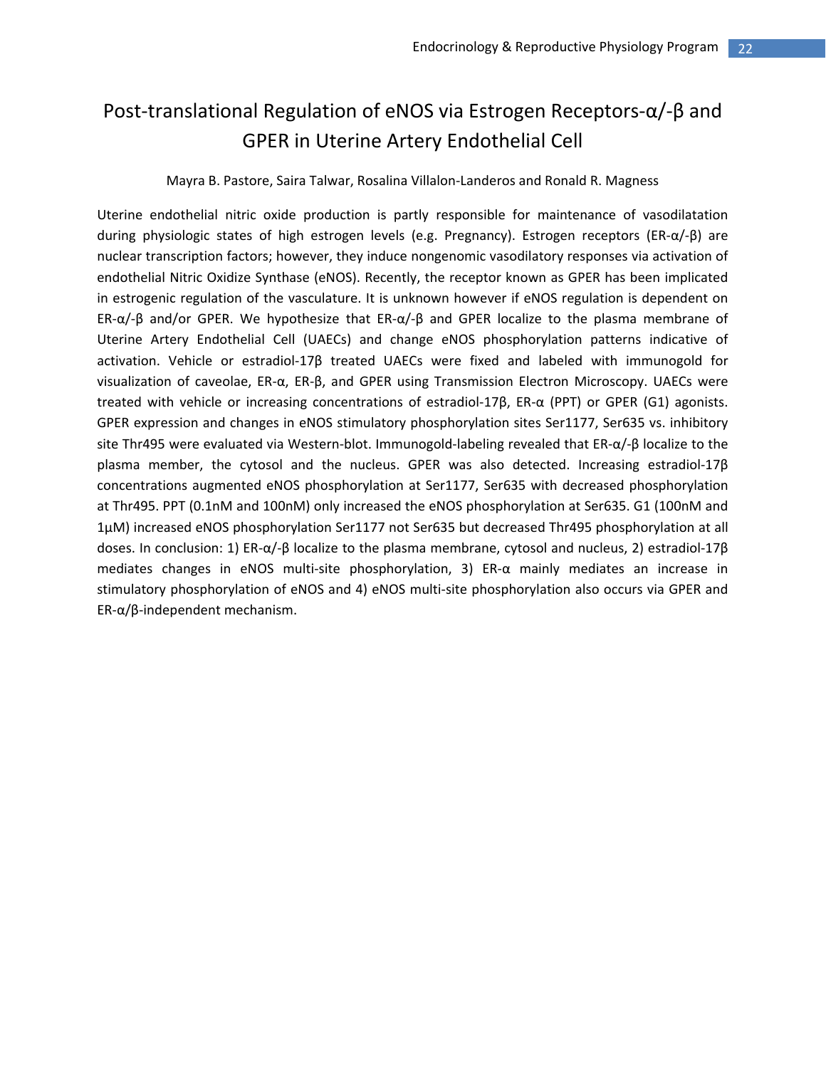# Post-translational Regulation of eNOS via Estrogen Receptors-α/-β and GPER in Uterine Artery Endothelial Cell

Mayra B. Pastore, Saira Talwar, Rosalina Villalon-Landeros and Ronald R. Magness

Uterine endothelial nitric oxide production is partly responsible for maintenance of vasodilatation during physiologic states of high estrogen levels (e.g. Pregnancy). Estrogen receptors (ER-α/-β) are nuclear transcription factors; however, they induce nongenomic vasodilatory responses via activation of endothelial Nitric Oxidize Synthase (eNOS). Recently, the receptor known as GPER has been implicated in estrogenic regulation of the vasculature. It is unknown however if eNOS regulation is dependent on ER-α/-β and/or GPER. We hypothesize that ER-α/-β and GPER localize to the plasma membrane of Uterine Artery Endothelial Cell (UAECs) and change eNOS phosphorylation patterns indicative of activation. Vehicle or estradiol-17β treated UAECs were fixed and labeled with immunogold for visualization of caveolae, ER-α, ER-β, and GPER using Transmission Electron Microscopy. UAECs were treated with vehicle or increasing concentrations of estradiol-17β, ER-α (PPT) or GPER (G1) agonists. GPER expression and changes in eNOS stimulatory phosphorylation sites Ser1177, Ser635 vs. inhibitory site Thr495 were evaluated via Western-blot. Immunogold-labeling revealed that ER-α/-β localize to the plasma member, the cytosol and the nucleus. GPER was also detected. Increasing estradiol-17β concentrations augmented eNOS phosphorylation at Ser1177, Ser635 with decreased phosphorylation at Thr495. PPT (0.1nM and 100nM) only increased the eNOS phosphorylation at Ser635. G1 (100nM and 1μM) increased eNOS phosphorylation Ser1177 not Ser635 but decreased Thr495 phosphorylation at all doses. In conclusion: 1) ER-α/-β localize to the plasma membrane, cytosol and nucleus, 2) estradiol-17β mediates changes in eNOS multi-site phosphorylation, 3) ER-α mainly mediates an increase in stimulatory phosphorylation of eNOS and 4) eNOS multi-site phosphorylation also occurs via GPER and ER-α/β-independent mechanism.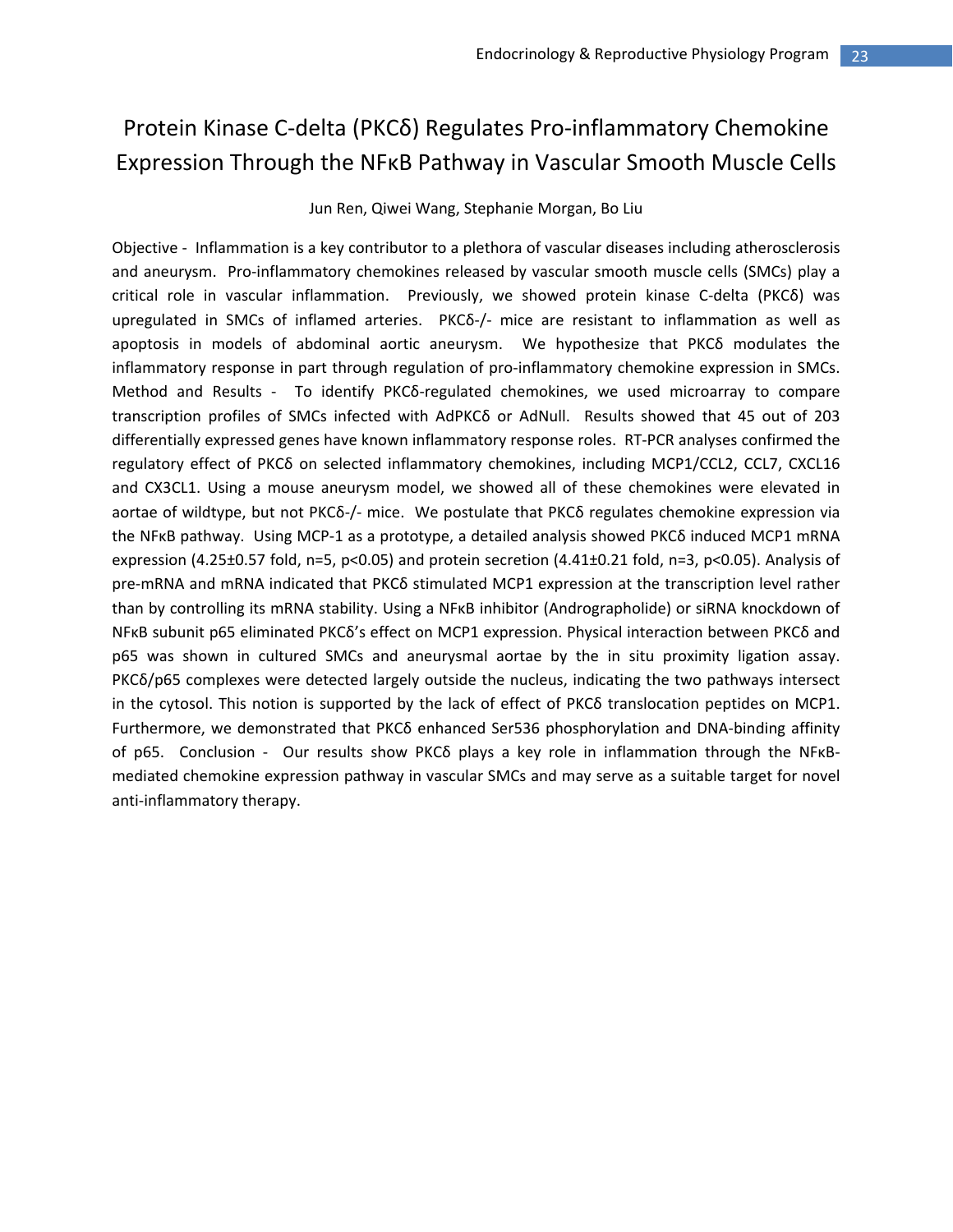# Protein Kinase C-delta (PKCδ) Regulates Pro-inflammatory Chemokine Expression Through the NFκB Pathway in Vascular Smooth Muscle Cells

Jun Ren, Qiwei Wang, Stephanie Morgan, Bo Liu

Objective - Inflammation is a key contributor to a plethora of vascular diseases including atherosclerosis and aneurysm. Pro-inflammatory chemokines released by vascular smooth muscle cells (SMCs) play a critical role in vascular inflammation. Previously, we showed protein kinase C-delta (PKCδ) was upregulated in SMCs of inflamed arteries. PKCδ-/- mice are resistant to inflammation as well as apoptosis in models of abdominal aortic aneurysm. We hypothesize that PKCδ modulates the inflammatory response in part through regulation of pro-inflammatory chemokine expression in SMCs. Method and Results - To identify PKCδ-regulated chemokines, we used microarray to compare transcription profiles of SMCs infected with AdPKCδ or AdNull. Results showed that 45 out of 203 differentially expressed genes have known inflammatory response roles. RT-PCR analyses confirmed the regulatory effect of PKCδ on selected inflammatory chemokines, including MCP1/CCL2, CCL7, CXCL16 and CX3CL1. Using a mouse aneurysm model, we showed all of these chemokines were elevated in aortae of wildtype, but not PKCδ-/- mice. We postulate that PKCδ regulates chemokine expression via the NFκB pathway. Using MCP-1 as a prototype, a detailed analysis showed PKCδ induced MCP1 mRNA expression (4.25±0.57 fold, n=5, $p<0.05$) and protein secretion (4.41±0.21 fold, n=3, $p<0.05$). Analysis of pre-mRNA and mRNA indicated that PKCδ stimulated MCP1 expression at the transcription level rather than by controlling its mRNA stability. Using a NFκB inhibitor (Andrographolide) or siRNA knockdown of NFκB subunit p65 eliminated PKCδ's effect on MCP1 expression. Physical interaction between PKCδ and p65 was shown in cultured SMCs and aneurysmal aortae by the in situ proximity ligation assay. PKCδ/p65 complexes were detected largely outside the nucleus, indicating the two pathways intersect in the cytosol. This notion is supported by the lack of effect of PKCδ translocation peptides on MCP1. Furthermore, we demonstrated that PKCδ enhanced Ser536 phosphorylation and DNA-binding affinity of p65. Conclusion - Our results show PKCδ plays a key role in inflammation through the NFκB-mediated chemokine expression pathway in vascular SMCs and may serve as a suitable target for novel anti-inflammatory therapy.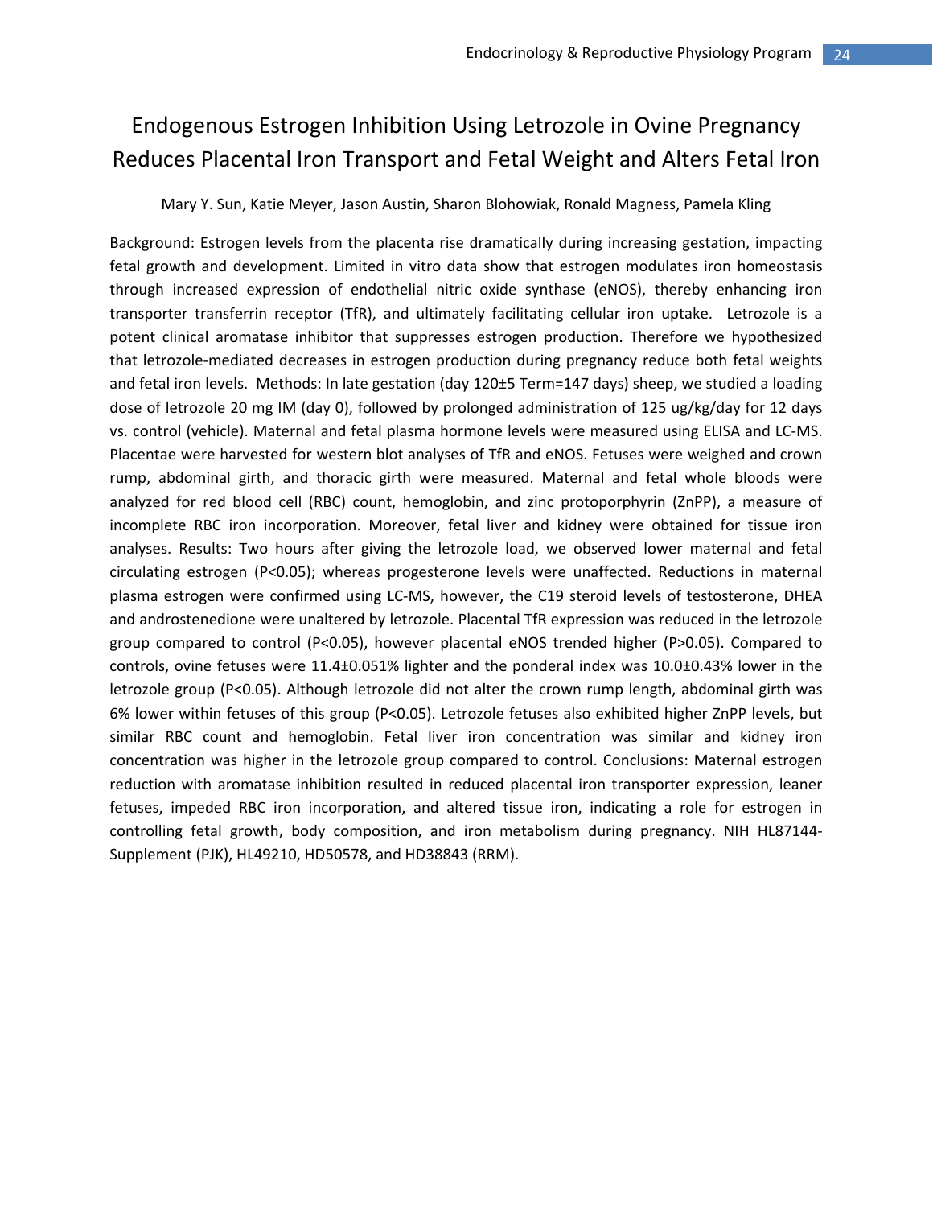# Endogenous Estrogen Inhibition Using Letrozole in Ovine Pregnancy Reduces Placental Iron Transport and Fetal Weight and Alters Fetal Iron

Mary Y. Sun, Katie Meyer, Jason Austin, Sharon Blohowiak, Ronald Magness, Pamela Kling

Background: Estrogen levels from the placenta rise dramatically during increasing gestation, impacting fetal growth and development. Limited in vitro data show that estrogen modulates iron homeostasis through increased expression of endothelial nitric oxide synthase (eNOS), thereby enhancing iron transporter transferrin receptor (TfR), and ultimately facilitating cellular iron uptake. Letrozole is a potent clinical aromatase inhibitor that suppresses estrogen production. Therefore we hypothesized that letrozole-mediated decreases in estrogen production during pregnancy reduce both fetal weights and fetal iron levels. Methods: In late gestation (day 120±5 Term=147 days) sheep, we studied a loading dose of letrozole 20 mg IM (day 0), followed by prolonged administration of 125 ug/kg/day for 12 days vs. control (vehicle). Maternal and fetal plasma hormone levels were measured using ELISA and LC-MS. Placentae were harvested for western blot analyses of TfR and eNOS. Fetuses were weighed and crown rump, abdominal girth, and thoracic girth were measured. Maternal and fetal whole bloods were analyzed for red blood cell (RBC) count, hemoglobin, and zinc protoporphyrin (ZnPP), a measure of incomplete RBC iron incorporation. Moreover, fetal liver and kidney were obtained for tissue iron analyses. Results: Two hours after giving the letrozole load, we observed lower maternal and fetal circulating estrogen ($P<0.05$); whereas progesterone levels were unaffected. Reductions in maternal plasma estrogen were confirmed using LC-MS, however, the C19 steroid levels of testosterone, DHEA and androstenedione were unaltered by letrozole. Placental TfR expression was reduced in the letrozole group compared to control ($P<0.05$), however placental eNOS trended higher ($P>0.05$). Compared to controls, ovine fetuses were 11.4±0.051% lighter and the ponderal index was 10.0±0.43% lower in the letrozole group ($P<0.05$). Although letrozole did not alter the crown rump length, abdominal girth was 6% lower within fetuses of this group ($P<0.05$). Letrozole fetuses also exhibited higher ZnPP levels, but similar RBC count and hemoglobin. Fetal liver iron concentration was similar and kidney iron concentration was higher in the letrozole group compared to control. Conclusions: Maternal estrogen reduction with aromatase inhibition resulted in reduced placental iron transporter expression, leaner fetuses, impeded RBC iron incorporation, and altered tissue iron, indicating a role for estrogen in controlling fetal growth, body composition, and iron metabolism during pregnancy. NIH HL87144-Supplement (PJK), HL49210, HD50578, and HD38843 (RRM).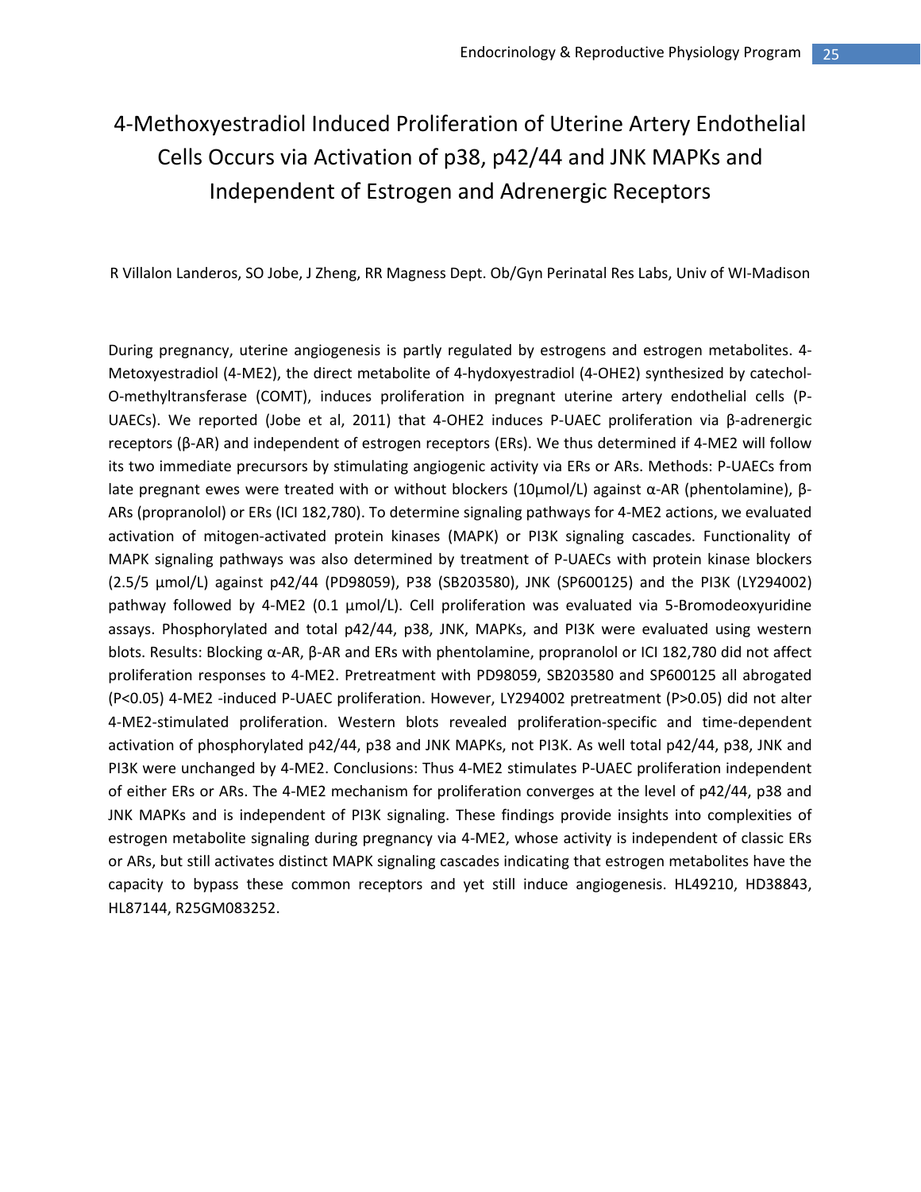# 4-Methoxyestradiol Induced Proliferation of Uterine Artery Endothelial Cells Occurs via Activation of p38, p42/44 and JNK MAPKs and Independent of Estrogen and Adrenergic Receptors

R Villalon Landeros, SO Jobe, J Zheng, RR Magness Dept. Ob/Gyn Perinatal Res Labs, Univ of WI-Madison

During pregnancy, uterine angiogenesis is partly regulated by estrogens and estrogen metabolites. 4-Metoxyestradiol (4-ME2), the direct metabolite of 4-hydoxyestradiol (4-OHE2) synthesized by catechol-O-methyltransferase (COMT), induces proliferation in pregnant uterine artery endothelial cells (P-UAECs). We reported (Jobe et al, 2011) that 4-OHE2 induces P-UAEC proliferation via β-adrenergic receptors (β-AR) and independent of estrogen receptors (ERs). We thus determined if 4-ME2 will follow its two immediate precursors by stimulating angiogenic activity via ERs or ARs. Methods: P-UAECs from late pregnant ewes were treated with or without blockers (10µmol/L) against α-AR (phentolamine), β-ARs (propranolol) or ERs (ICI 182,780). To determine signaling pathways for 4-ME2 actions, we evaluated activation of mitogen-activated protein kinases (MAPK) or PI3K signaling cascades. Functionality of MAPK signaling pathways was also determined by treatment of P-UAECs with protein kinase blockers (2.5/5 µmol/L) against p42/44 (PD98059), P38 (SB203580), JNK (SP600125) and the PI3K (LY294002) pathway followed by 4-ME2 (0.1 µmol/L). Cell proliferation was evaluated via 5-Bromodeoxyuridine assays. Phosphorylated and total p42/44, p38, JNK, MAPKs, and PI3K were evaluated using western blots. Results: Blocking α-AR, β-AR and ERs with phentolamine, propranolol or ICI 182,780 did not affect proliferation responses to 4-ME2. Pretreatment with PD98059, SB203580 and SP600125 all abrogated ($P<0.05$) 4-ME2 -induced P-UAEC proliferation. However, LY294002 pretreatment ($P>0.05$) did not alter 4-ME2-stimulated proliferation. Western blots revealed proliferation-specific and time-dependent activation of phosphorylated p42/44, p38 and JNK MAPKs, not PI3K. As well total p42/44, p38, JNK and PI3K were unchanged by 4-ME2. Conclusions: Thus 4-ME2 stimulates P-UAEC proliferation independent of either ERs or ARs. The 4-ME2 mechanism for proliferation converges at the level of p42/44, p38 and JNK MAPKs and is independent of PI3K signaling. These findings provide insights into complexities of estrogen metabolite signaling during pregnancy via 4-ME2, whose activity is independent of classic ERs or ARs, but still activates distinct MAPK signaling cascades indicating that estrogen metabolites have the capacity to bypass these common receptors and yet still induce angiogenesis. HL49210, HD38843, HL87144, R25GM083252.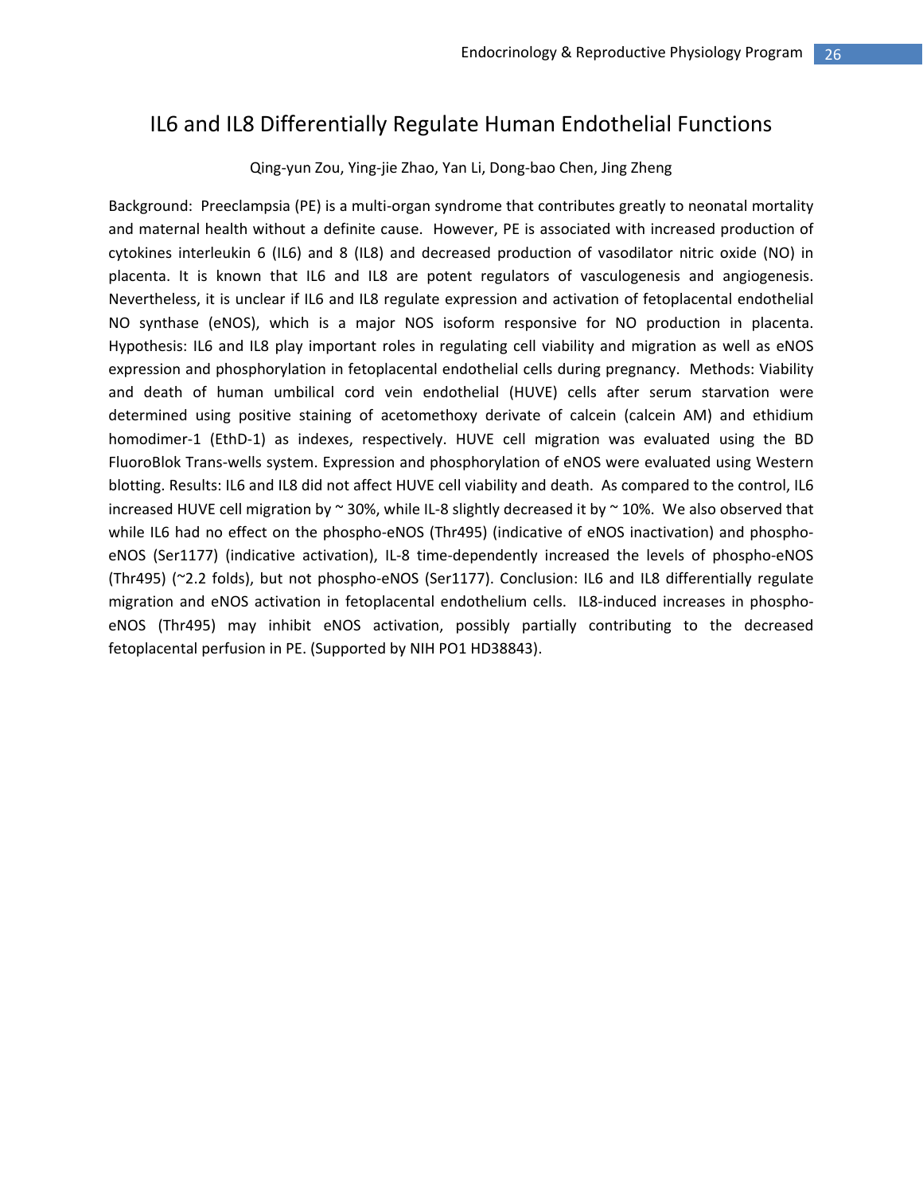# IL6 and IL8 Differentially Regulate Human Endothelial Functions

Qing-yun Zou, Ying-jie Zhao, Yan Li, Dong-bao Chen, Jing Zheng

Background: Preeclampsia (PE) is a multi-organ syndrome that contributes greatly to neonatal mortality and maternal health without a definite cause. However, PE is associated with increased production of cytokines interleukin 6 (IL6) and 8 (IL8) and decreased production of vasodilator nitric oxide (NO) in placenta. It is known that IL6 and IL8 are potent regulators of vasculogenesis and angiogenesis. Nevertheless, it is unclear if IL6 and IL8 regulate expression and activation of fetoplacental endothelial NO synthase (eNOS), which is a major NOS isoform responsive for NO production in placenta. Hypothesis: IL6 and IL8 play important roles in regulating cell viability and migration as well as eNOS expression and phosphorylation in fetoplacental endothelial cells during pregnancy. Methods: Viability and death of human umbilical cord vein endothelial (HUVE) cells after serum starvation were determined using positive staining of acetomethoxy derivate of calcein (calcein AM) and ethidium homodimer-1 (EthD-1) as indexes, respectively. HUVE cell migration was evaluated using the BD FluoroBlok Trans-wells system. Expression and phosphorylation of eNOS were evaluated using Western blotting. Results: IL6 and IL8 did not affect HUVE cell viability and death. As compared to the control, IL6 increased HUVE cell migration by ~ 30%, while IL-8 slightly decreased it by ~ 10%. We also observed that while IL6 had no effect on the phospho-eNOS (Thr495) (indicative of eNOS inactivation) and phospho-eNOS (Ser1177) (indicative activation), IL-8 time-dependently increased the levels of phospho-eNOS (Thr495) (~2.2 folds), but not phospho-eNOS (Ser1177). Conclusion: IL6 and IL8 differentially regulate migration and eNOS activation in fetoplacental endothelium cells. IL8-induced increases in phospho-eNOS (Thr495) may inhibit eNOS activation, possibly partially contributing to the decreased fetoplacental perfusion in PE. (Supported by NIH PO1 HD38843).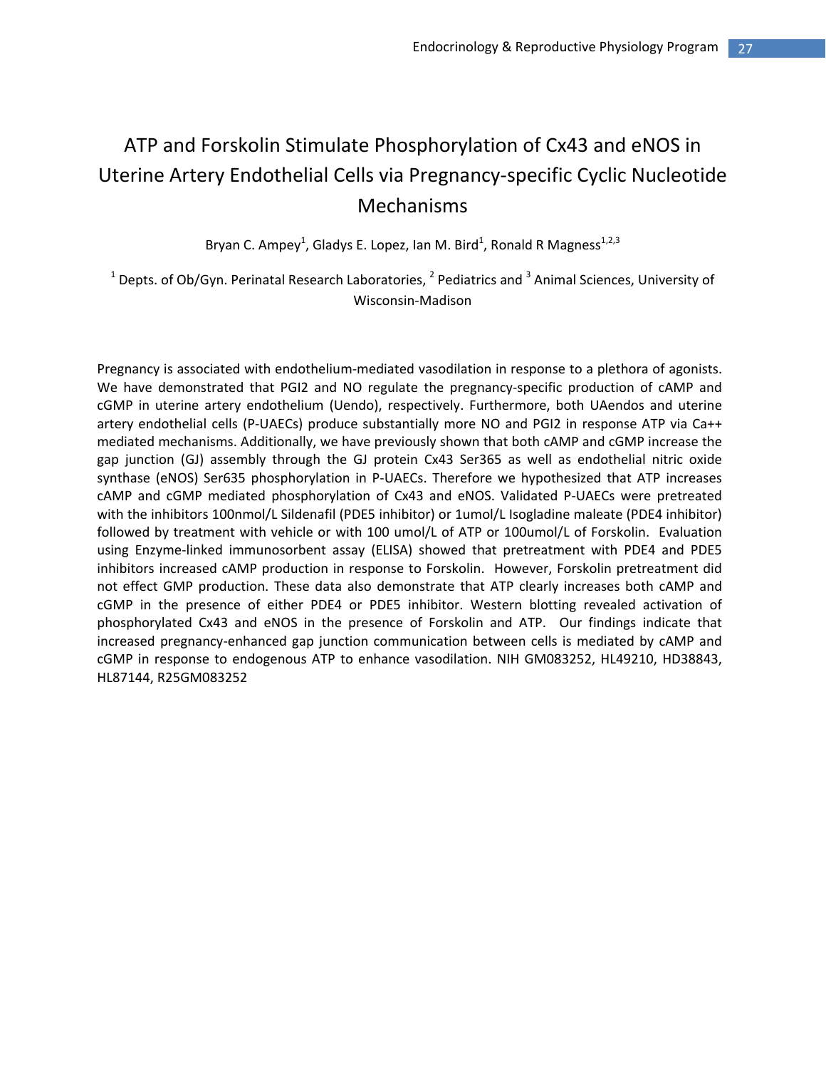# ATP and Forskolin Stimulate Phosphorylation of Cx43 and eNOS in Uterine Artery Endothelial Cells via Pregnancy-specific Cyclic Nucleotide Mechanisms

Bryan C. Ampey[1], Gladys E. Lopez, Ian M. Bird[1], Ronald R Magness[1,2,3]

[1] Depts. of Ob/Gyn. Perinatal Research Laboratories, [2] Pediatrics and [3] Animal Sciences, University of Wisconsin-Madison

Pregnancy is associated with endothelium-mediated vasodilation in response to a plethora of agonists. We have demonstrated that PGI2 and NO regulate the pregnancy-specific production of cAMP and cGMP in uterine artery endothelium (Uendo), respectively. Furthermore, both UAendos and uterine artery endothelial cells (P-UAECs) produce substantially more NO and PGI2 in response ATP via Ca++ mediated mechanisms. Additionally, we have previously shown that both cAMP and cGMP increase the gap junction (GJ) assembly through the GJ protein Cx43 Ser365 as well as endothelial nitric oxide synthase (eNOS) Ser635 phosphorylation in P-UAECs. Therefore we hypothesized that ATP increases cAMP and cGMP mediated phosphorylation of Cx43 and eNOS. Validated P-UAECs were pretreated with the inhibitors 100nmol/L Sildenafil (PDE5 inhibitor) or 1umol/L Isogladine maleate (PDE4 inhibitor) followed by treatment with vehicle or with 100 umol/L of ATP or 100umol/L of Forskolin. Evaluation using Enzyme-linked immunosorbent assay (ELISA) showed that pretreatment with PDE4 and PDE5 inhibitors increased cAMP production in response to Forskolin. However, Forskolin pretreatment did not effect GMP production. These data also demonstrate that ATP clearly increases both cAMP and cGMP in the presence of either PDE4 or PDE5 inhibitor. Western blotting revealed activation of phosphorylated Cx43 and eNOS in the presence of Forskolin and ATP. Our findings indicate that increased pregnancy-enhanced gap junction communication between cells is mediated by cAMP and cGMP in response to endogenous ATP to enhance vasodilation. NIH GM083252, HL49210, HD38843, HL87144, R25GM083252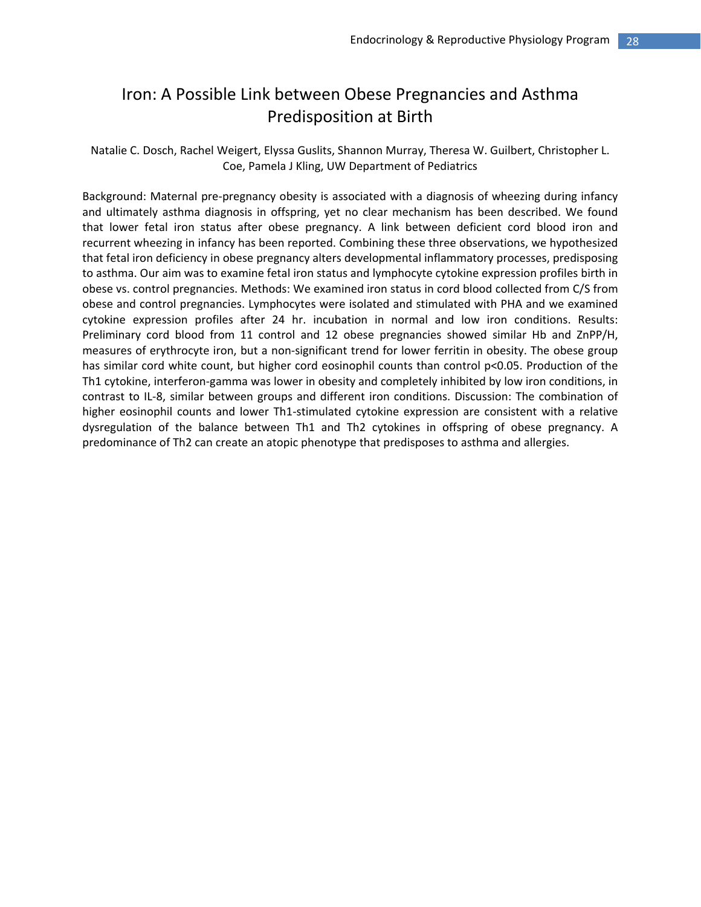# Iron: A Possible Link between Obese Pregnancies and Asthma Predisposition at Birth

Natalie C. Dosch, Rachel Weigert, Elyssa Guslits, Shannon Murray, Theresa W. Guilbert, Christopher L. Coe, Pamela J Kling, UW Department of Pediatrics

Background: Maternal pre-pregnancy obesity is associated with a diagnosis of wheezing during infancy and ultimately asthma diagnosis in offspring, yet no clear mechanism has been described. We found that lower fetal iron status after obese pregnancy. A link between deficient cord blood iron and recurrent wheezing in infancy has been reported. Combining these three observations, we hypothesized that fetal iron deficiency in obese pregnancy alters developmental inflammatory processes, predisposing to asthma. Our aim was to examine fetal iron status and lymphocyte cytokine expression profiles birth in obese vs. control pregnancies. Methods: We examined iron status in cord blood collected from C/S from obese and control pregnancies. Lymphocytes were isolated and stimulated with PHA and we examined cytokine expression profiles after 24 hr. incubation in normal and low iron conditions. Results: Preliminary cord blood from 11 control and 12 obese pregnancies showed similar Hb and ZnPP/H, measures of erythrocyte iron, but a non-significant trend for lower ferritin in obesity. The obese group has similar cord white count, but higher cord eosinophil counts than control $p<0.05$. Production of the Th1 cytokine, interferon-gamma was lower in obesity and completely inhibited by low iron conditions, in contrast to IL-8, similar between groups and different iron conditions. Discussion: The combination of higher eosinophil counts and lower Th1-stimulated cytokine expression are consistent with a relative dysregulation of the balance between Th1 and Th2 cytokines in offspring of obese pregnancy. A predominance of Th2 can create an atopic phenotype that predisposes to asthma and allergies.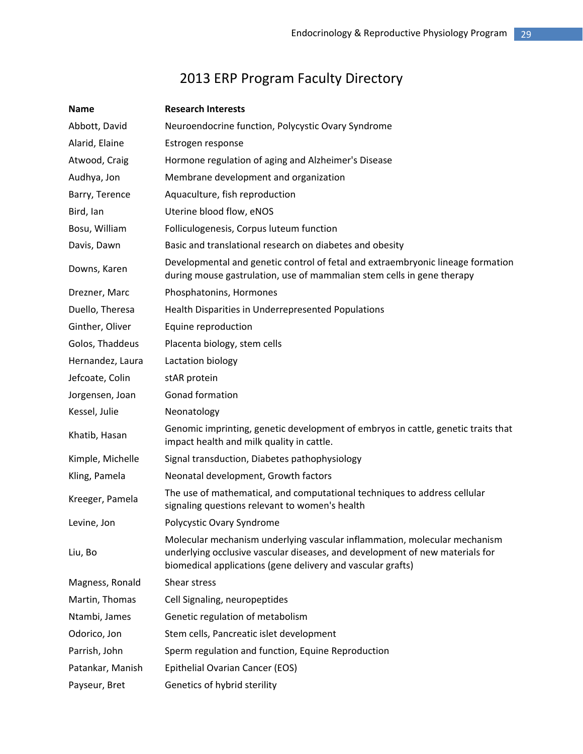# 2013 ERP Program Faculty Directory

| Name | Research Interests |
|---|---|
| Abbott, David | Neuroendocrine function, Polycystic Ovary Syndrome |
| Alarid, Elaine | Estrogen response |
| Atwood, Craig | Hormone regulation of aging and Alzheimer's Disease |
| Audhya, Jon | Membrane development and organization |
| Barry, Terence | Aquaculture, fish reproduction |
| Bird, Ian | Uterine blood flow, eNOS |
| Bosu, William | Folliculogenesis, Corpus luteum function |
| Davis, Dawn | Basic and translational research on diabetes and obesity |
| Downs, Karen | Developmental and genetic control of fetal and extraembryonic lineage formation during mouse gastrulation, use of mammalian stem cells in gene therapy |
| Drezner, Marc | Phosphatonins, Hormones |
| Duello, Theresa | Health Disparities in Underrepresented Populations |
| Ginther, Oliver | Equine reproduction |
| Golos, Thaddeus | Placenta biology, stem cells |
| Hernandez, Laura | Lactation biology |
| Jefcoate, Colin | stAR protein |
| Jorgensen, Joan | Gonad formation |
| Kessel, Julie | Neonatology |
| Khatib, Hasan | Genomic imprinting, genetic development of embryos in cattle, genetic traits that impact health and milk quality in cattle. |
| Kimple, Michelle | Signal transduction, Diabetes pathophysiology |
| Kling, Pamela | Neonatal development, Growth factors |
| Kreeger, Pamela | The use of mathematical, and computational techniques to address cellular signaling questions relevant to women's health |
| Levine, Jon | Polycystic Ovary Syndrome |
| Liu, Bo | Molecular mechanism underlying vascular inflammation, molecular mechanism underlying occlusive vascular diseases, and development of new materials for biomedical applications (gene delivery and vascular grafts) |
| Magness, Ronald | Shear stress |
| Martin, Thomas | Cell Signaling, neuropeptides |
| Ntambi, James | Genetic regulation of metabolism |
| Odorico, Jon | Stem cells, Pancreatic islet development |
| Parrish, John | Sperm regulation and function, Equine Reproduction |
| Patankar, Manish | Epithelial Ovarian Cancer (EOS) |
| Payseur, Bret | Genetics of hybrid sterility |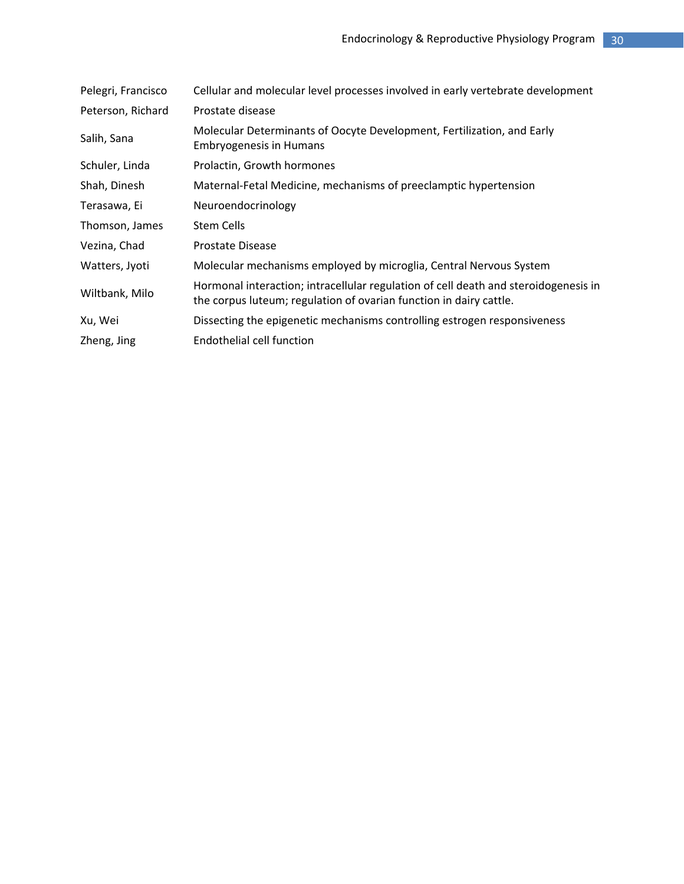| | |
|---|---|
| Pelegri, Francisco | Cellular and molecular level processes involved in early vertebrate development |
| Peterson, Richard | Prostate disease |
| Salih, Sana | Molecular Determinants of Oocyte Development, Fertilization, and Early Embryogenesis in Humans |
| Schuler, Linda | Prolactin, Growth hormones |
| Shah, Dinesh | Maternal-Fetal Medicine, mechanisms of preeclamptic hypertension |
| Terasawa, Ei | Neuroendocrinology |
| Thomson, James | Stem Cells |
| Vezina, Chad | Prostate Disease |
| Watters, Jyoti | Molecular mechanisms employed by microglia, Central Nervous System |
| Wiltbank, Milo | Hormonal interaction; intracellular regulation of cell death and steroidogenesis in the corpus luteum; regulation of ovarian function in dairy cattle. |
| Xu, Wei | Dissecting the epigenetic mechanisms controlling estrogen responsiveness |
| Zheng, Jing | Endothelial cell function |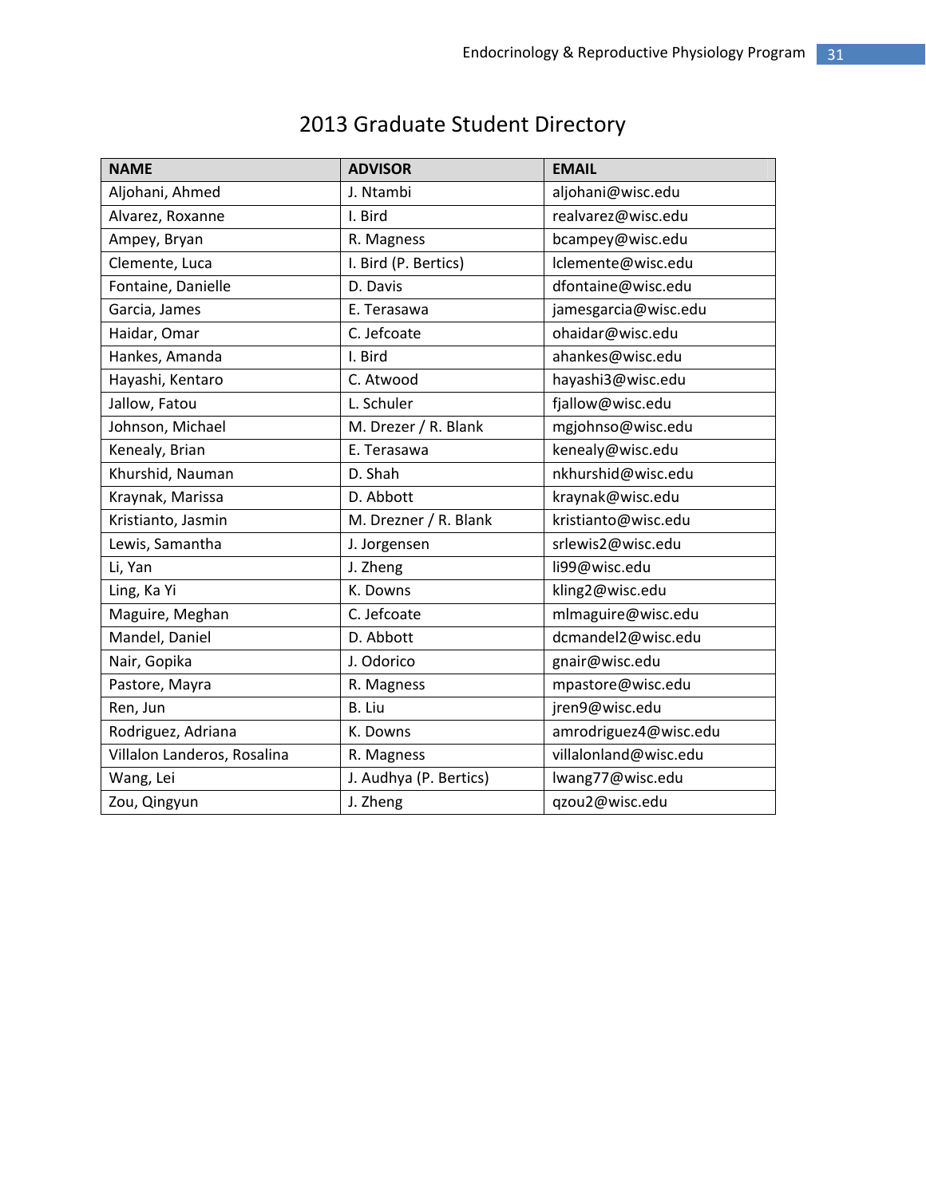# 2013 Graduate Student Directory

| NAME | ADVISOR | EMAIL |
|---|---|---|
| Aljohani, Ahmed | J. Ntambi | aljohani@wisc.edu |
| Alvarez, Roxanne | I. Bird | realvarez@wisc.edu |
| Ampey, Bryan | R. Magness | bcampey@wisc.edu |
| Clemente, Luca | I. Bird (P. Bertics) | lclemente@wisc.edu |
| Fontaine, Danielle | D. Davis | dfontaine@wisc.edu |
| Garcia, James | E. Terasawa | jamesgarcia@wisc.edu |
| Haidar, Omar | C. Jefcoate | ohaidar@wisc.edu |
| Hankes, Amanda | I. Bird | ahankes@wisc.edu |
| Hayashi, Kentaro | C. Atwood | hayashi3@wisc.edu |
| Jallow, Fatou | L. Schuler | fjallow@wisc.edu |
| Johnson, Michael | M. Drezer / R. Blank | mgjohnso@wisc.edu |
| Kenealy, Brian | E. Terasawa | kenealy@wisc.edu |
| Khurshid, Nauman | D. Shah | nkhurshid@wisc.edu |
| Kraynak, Marissa | D. Abbott | kraynak@wisc.edu |
| Kristianto, Jasmin | M. Drezner / R. Blank | kristianto@wisc.edu |
| Lewis, Samantha | J. Jorgensen | srlewis2@wisc.edu |
| Li, Yan | J. Zheng | li99@wisc.edu |
| Ling, Ka Yi | K. Downs | kling2@wisc.edu |
| Maguire, Meghan | C. Jefcoate | mlmaguire@wisc.edu |
| Mandel, Daniel | D. Abbott | dcmandel2@wisc.edu |
| Nair, Gopika | J. Odorico | gnair@wisc.edu |
| Pastore, Mayra | R. Magness | mpastore@wisc.edu |
| Ren, Jun | B. Liu | jren9@wisc.edu |
| Rodriguez, Adriana | K. Downs | amrodriguez4@wisc.edu |
| Villalon Landeros, Rosalina | R. Magness | villalonland@wisc.edu |
| Wang, Lei | J. Audhya (P. Bertics) | lwang77@wisc.edu |
| Zou, Qingyun | J. Zheng | qzou2@wisc.edu |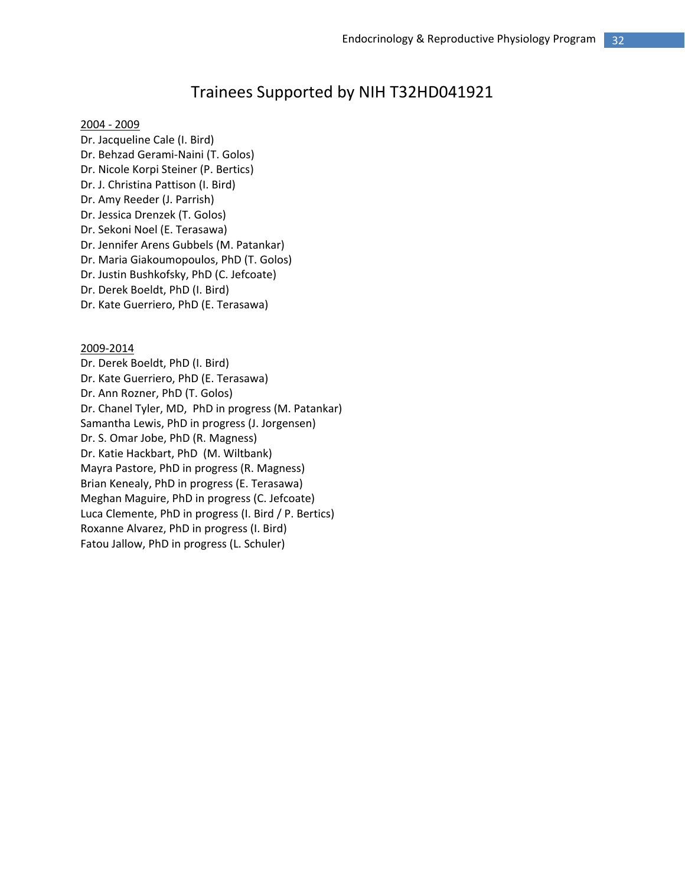# Trainees Supported by NIH T32HD041921

2004 - 2009

Dr. Jacqueline Cale (I. Bird)
Dr. Behzad Gerami-Naini (T. Golos)
Dr. Nicole Korpi Steiner (P. Bertics)
Dr. J. Christina Pattison (I. Bird)
Dr. Amy Reeder (J. Parrish)
Dr. Jessica Drenzek (T. Golos)
Dr. Sekoni Noel (E. Terasawa)
Dr. Jennifer Arens Gubbels (M. Patankar)
Dr. Maria Giakoumopoulos, PhD (T. Golos)
Dr. Justin Bushkofsky, PhD (C. Jefcoate)
Dr. Derek Boeldt, PhD (I. Bird)
Dr. Kate Guerriero, PhD (E. Terasawa)

2009-2014

Dr. Derek Boeldt, PhD (I. Bird)
Dr. Kate Guerriero, PhD (E. Terasawa)
Dr. Ann Rozner, PhD (T. Golos)
Dr. Chanel Tyler, MD, PhD in progress (M. Patankar)
Samantha Lewis, PhD in progress (J. Jorgensen)
Dr. S. Omar Jobe, PhD (R. Magness)
Dr. Katie Hackbart, PhD (M. Wiltbank)
Mayra Pastore, PhD in progress (R. Magness)
Brian Kenealy, PhD in progress (E. Terasawa)
Meghan Maguire, PhD in progress (C. Jefcoate)
Luca Clemente, PhD in progress (I. Bird / P. Bertics)
Roxanne Alvarez, PhD in progress (I. Bird)
Fatou Jallow, PhD in progress (L. Schuler)